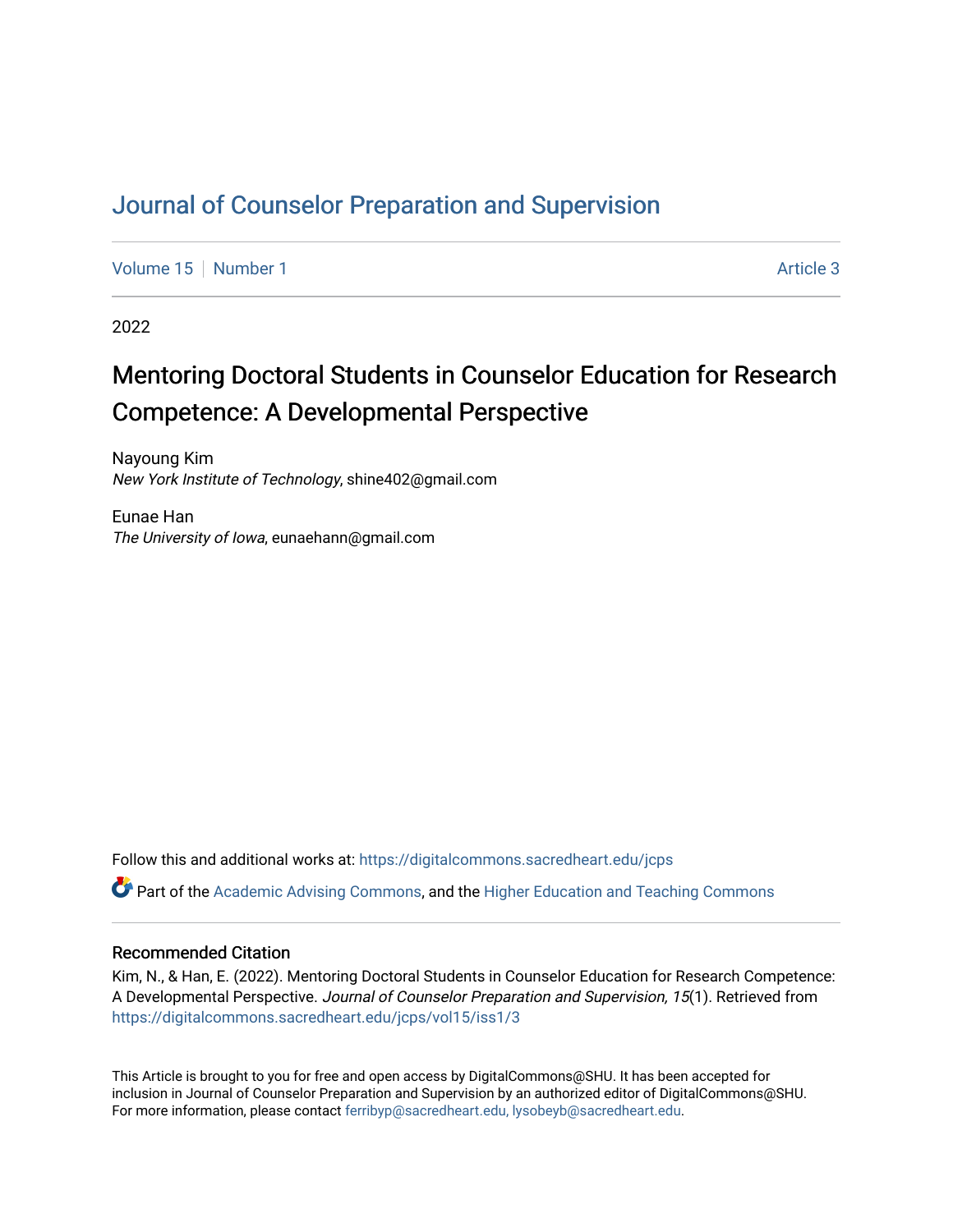# Journal of Counselor Preparation and Supervision

Volume 15 | Number 1 | Article 3

2022

## Mentoring Doctoral Students in Counselor Education for Research Competence: A Developmental Perspective

Nayoung Kim
*New York Institute of Technology*, shine402@gmail.com

Eunae Han
*The University of Iowa*, eunaehann@gmail.com

Follow this and additional works at: https://digitalcommons.sacredheart.edu/jcps

Part of the Academic Advising Commons, and the Higher Education and Teaching Commons

### Recommended Citation

Kim, N., & Han, E. (2022). Mentoring Doctoral Students in Counselor Education for Research Competence: A Developmental Perspective. *Journal of Counselor Preparation and Supervision, 15*(1). Retrieved from https://digitalcommons.sacredheart.edu/jcps/vol15/iss1/3

This Article is brought to you for free and open access by DigitalCommons@SHU. It has been accepted for inclusion in Journal of Counselor Preparation and Supervision by an authorized editor of DigitalCommons@SHU. For more information, please contact ferribyp@sacredheart.edu, lysobeyb@sacredheart.edu.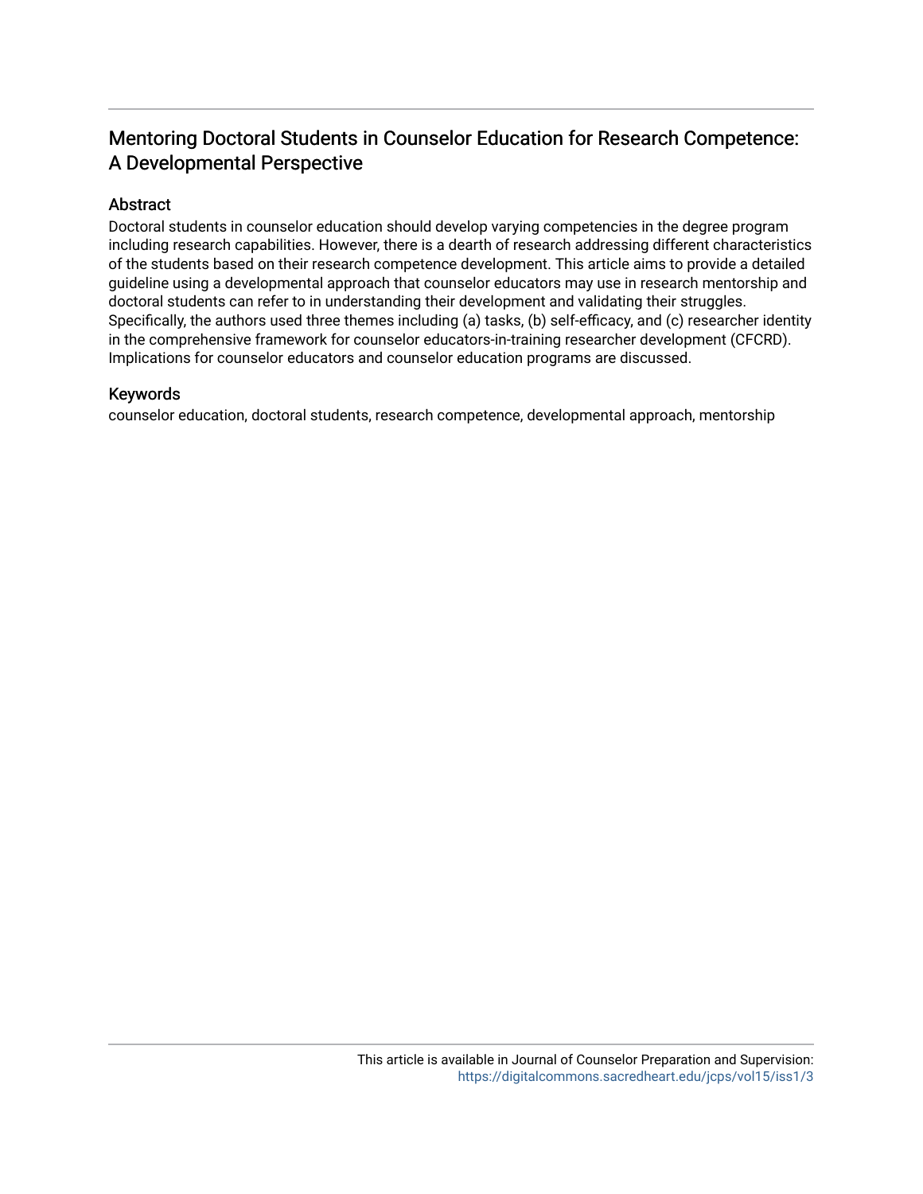# Mentoring Doctoral Students in Counselor Education for Research Competence: A Developmental Perspective

## Abstract

Doctoral students in counselor education should develop varying competencies in the degree program including research capabilities. However, there is a dearth of research addressing different characteristics of the students based on their research competence development. This article aims to provide a detailed guideline using a developmental approach that counselor educators may use in research mentorship and doctoral students can refer to in understanding their development and validating their struggles. Specifically, the authors used three themes including (a) tasks, (b) self-efficacy, and (c) researcher identity in the comprehensive framework for counselor educators-in-training researcher development (CFCRD). Implications for counselor educators and counselor education programs are discussed.

## Keywords

counselor education, doctoral students, research competence, developmental approach, mentorship

This article is available in Journal of Counselor Preparation and Supervision: https://digitalcommons.sacredheart.edu/jcps/vol15/iss1/3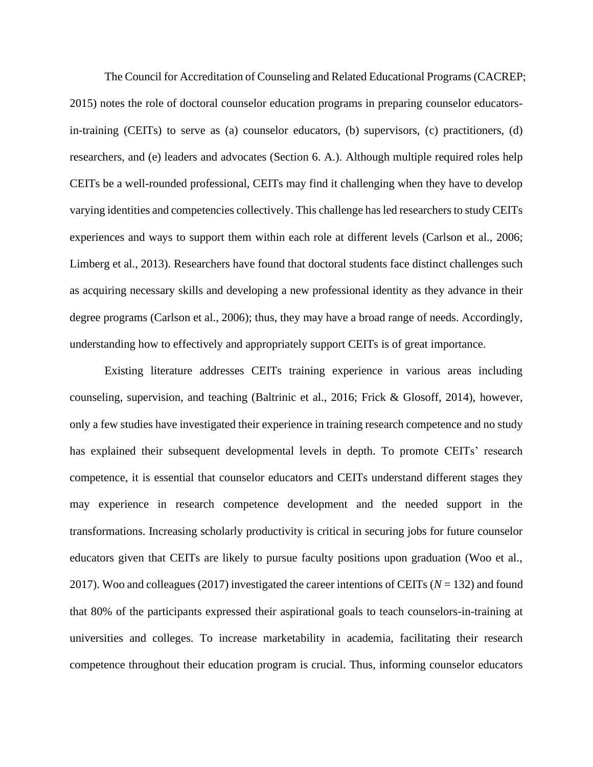The Council for Accreditation of Counseling and Related Educational Programs (CACREP; 2015) notes the role of doctoral counselor education programs in preparing counselor educators-in-training (CEITs) to serve as (a) counselor educators, (b) supervisors, (c) practitioners, (d) researchers, and (e) leaders and advocates (Section 6. A.). Although multiple required roles help CEITs be a well-rounded professional, CEITs may find it challenging when they have to develop varying identities and competencies collectively. This challenge has led researchers to study CEITs experiences and ways to support them within each role at different levels (Carlson et al., 2006; Limberg et al., 2013). Researchers have found that doctoral students face distinct challenges such as acquiring necessary skills and developing a new professional identity as they advance in their degree programs (Carlson et al., 2006); thus, they may have a broad range of needs. Accordingly, understanding how to effectively and appropriately support CEITs is of great importance.

Existing literature addresses CEITs training experience in various areas including counseling, supervision, and teaching (Baltrinic et al., 2016; Frick & Glosoff, 2014), however, only a few studies have investigated their experience in training research competence and no study has explained their subsequent developmental levels in depth. To promote CEITs' research competence, it is essential that counselor educators and CEITs understand different stages they may experience in research competence development and the needed support in the transformations. Increasing scholarly productivity is critical in securing jobs for future counselor educators given that CEITs are likely to pursue faculty positions upon graduation (Woo et al., 2017). Woo and colleagues (2017) investigated the career intentions of CEITs ($N = 132$) and found that 80% of the participants expressed their aspirational goals to teach counselors-in-training at universities and colleges. To increase marketability in academia, facilitating their research competence throughout their education program is crucial. Thus, informing counselor educators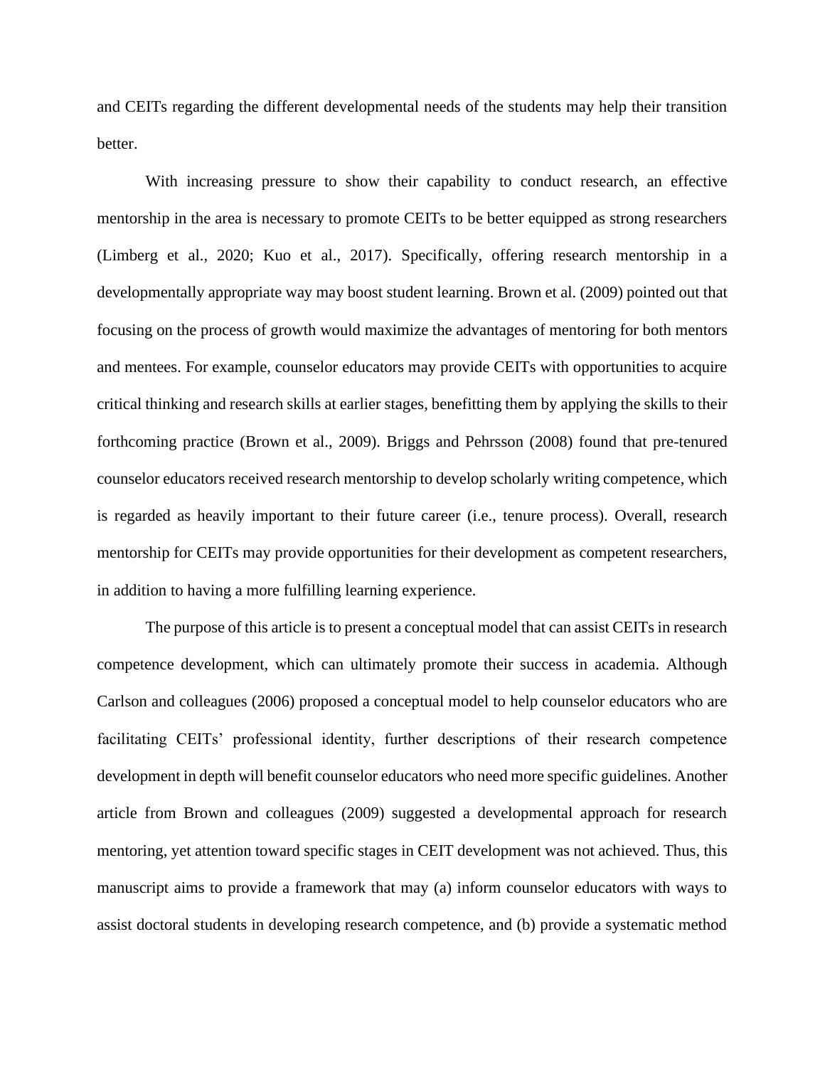and CEITs regarding the different developmental needs of the students may help their transition better.

With increasing pressure to show their capability to conduct research, an effective mentorship in the area is necessary to promote CEITs to be better equipped as strong researchers (Limberg et al., 2020; Kuo et al., 2017). Specifically, offering research mentorship in a developmentally appropriate way may boost student learning. Brown et al. (2009) pointed out that focusing on the process of growth would maximize the advantages of mentoring for both mentors and mentees. For example, counselor educators may provide CEITs with opportunities to acquire critical thinking and research skills at earlier stages, benefitting them by applying the skills to their forthcoming practice (Brown et al., 2009). Briggs and Pehrsson (2008) found that pre-tenured counselor educators received research mentorship to develop scholarly writing competence, which is regarded as heavily important to their future career (i.e., tenure process). Overall, research mentorship for CEITs may provide opportunities for their development as competent researchers, in addition to having a more fulfilling learning experience.

The purpose of this article is to present a conceptual model that can assist CEITs in research competence development, which can ultimately promote their success in academia. Although Carlson and colleagues (2006) proposed a conceptual model to help counselor educators who are facilitating CEITs' professional identity, further descriptions of their research competence development in depth will benefit counselor educators who need more specific guidelines. Another article from Brown and colleagues (2009) suggested a developmental approach for research mentoring, yet attention toward specific stages in CEIT development was not achieved. Thus, this manuscript aims to provide a framework that may (a) inform counselor educators with ways to assist doctoral students in developing research competence, and (b) provide a systematic method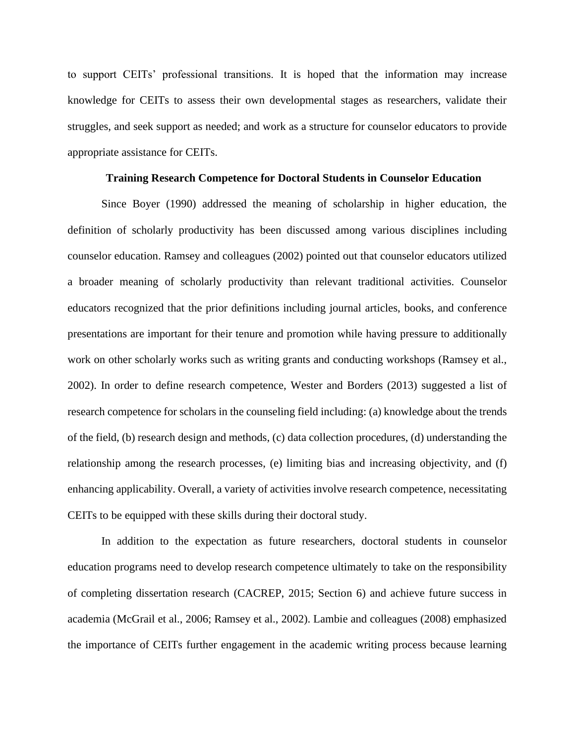to support CEITs' professional transitions. It is hoped that the information may increase knowledge for CEITs to assess their own developmental stages as researchers, validate their struggles, and seek support as needed; and work as a structure for counselor educators to provide appropriate assistance for CEITs.

## Training Research Competence for Doctoral Students in Counselor Education

Since Boyer (1990) addressed the meaning of scholarship in higher education, the definition of scholarly productivity has been discussed among various disciplines including counselor education. Ramsey and colleagues (2002) pointed out that counselor educators utilized a broader meaning of scholarly productivity than relevant traditional activities. Counselor educators recognized that the prior definitions including journal articles, books, and conference presentations are important for their tenure and promotion while having pressure to additionally work on other scholarly works such as writing grants and conducting workshops (Ramsey et al., 2002). In order to define research competence, Wester and Borders (2013) suggested a list of research competence for scholars in the counseling field including: (a) knowledge about the trends of the field, (b) research design and methods, (c) data collection procedures, (d) understanding the relationship among the research processes, (e) limiting bias and increasing objectivity, and (f) enhancing applicability. Overall, a variety of activities involve research competence, necessitating CEITs to be equipped with these skills during their doctoral study.

In addition to the expectation as future researchers, doctoral students in counselor education programs need to develop research competence ultimately to take on the responsibility of completing dissertation research (CACREP, 2015; Section 6) and achieve future success in academia (McGrail et al., 2006; Ramsey et al., 2002). Lambie and colleagues (2008) emphasized the importance of CEITs further engagement in the academic writing process because learning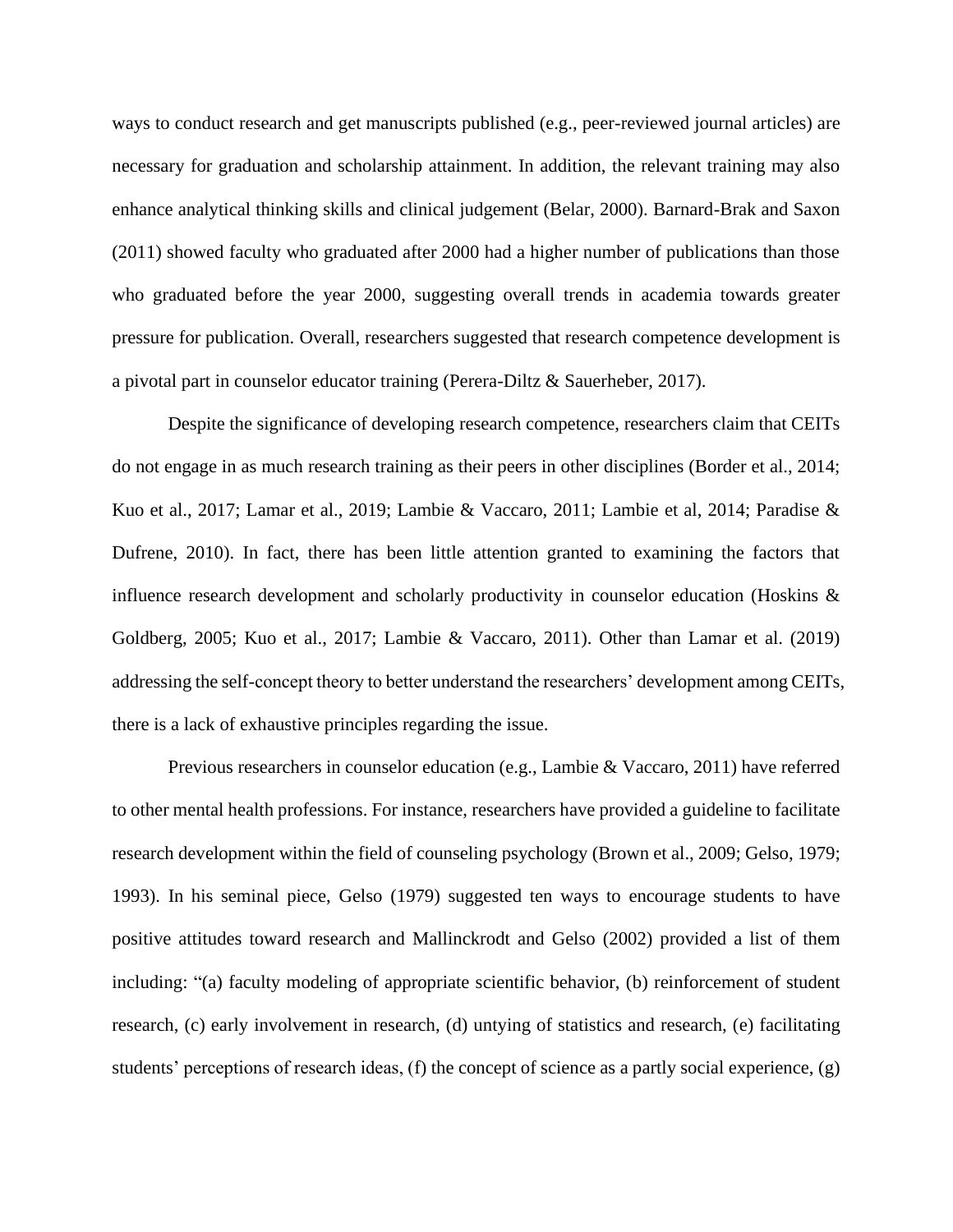ways to conduct research and get manuscripts published (e.g., peer-reviewed journal articles) are necessary for graduation and scholarship attainment. In addition, the relevant training may also enhance analytical thinking skills and clinical judgement (Belar, 2000). Barnard-Brak and Saxon (2011) showed faculty who graduated after 2000 had a higher number of publications than those who graduated before the year 2000, suggesting overall trends in academia towards greater pressure for publication. Overall, researchers suggested that research competence development is a pivotal part in counselor educator training (Perera-Diltz & Sauerheber, 2017).

Despite the significance of developing research competence, researchers claim that CEITs do not engage in as much research training as their peers in other disciplines (Border et al., 2014; Kuo et al., 2017; Lamar et al., 2019; Lambie & Vaccaro, 2011; Lambie et al, 2014; Paradise & Dufrene, 2010). In fact, there has been little attention granted to examining the factors that influence research development and scholarly productivity in counselor education (Hoskins & Goldberg, 2005; Kuo et al., 2017; Lambie & Vaccaro, 2011). Other than Lamar et al. (2019) addressing the self-concept theory to better understand the researchers' development among CEITs, there is a lack of exhaustive principles regarding the issue.

Previous researchers in counselor education (e.g., Lambie & Vaccaro, 2011) have referred to other mental health professions. For instance, researchers have provided a guideline to facilitate research development within the field of counseling psychology (Brown et al., 2009; Gelso, 1979; 1993). In his seminal piece, Gelso (1979) suggested ten ways to encourage students to have positive attitudes toward research and Mallinckrodt and Gelso (2002) provided a list of them including: "(a) faculty modeling of appropriate scientific behavior, (b) reinforcement of student research, (c) early involvement in research, (d) untying of statistics and research, (e) facilitating students' perceptions of research ideas, (f) the concept of science as a partly social experience, (g)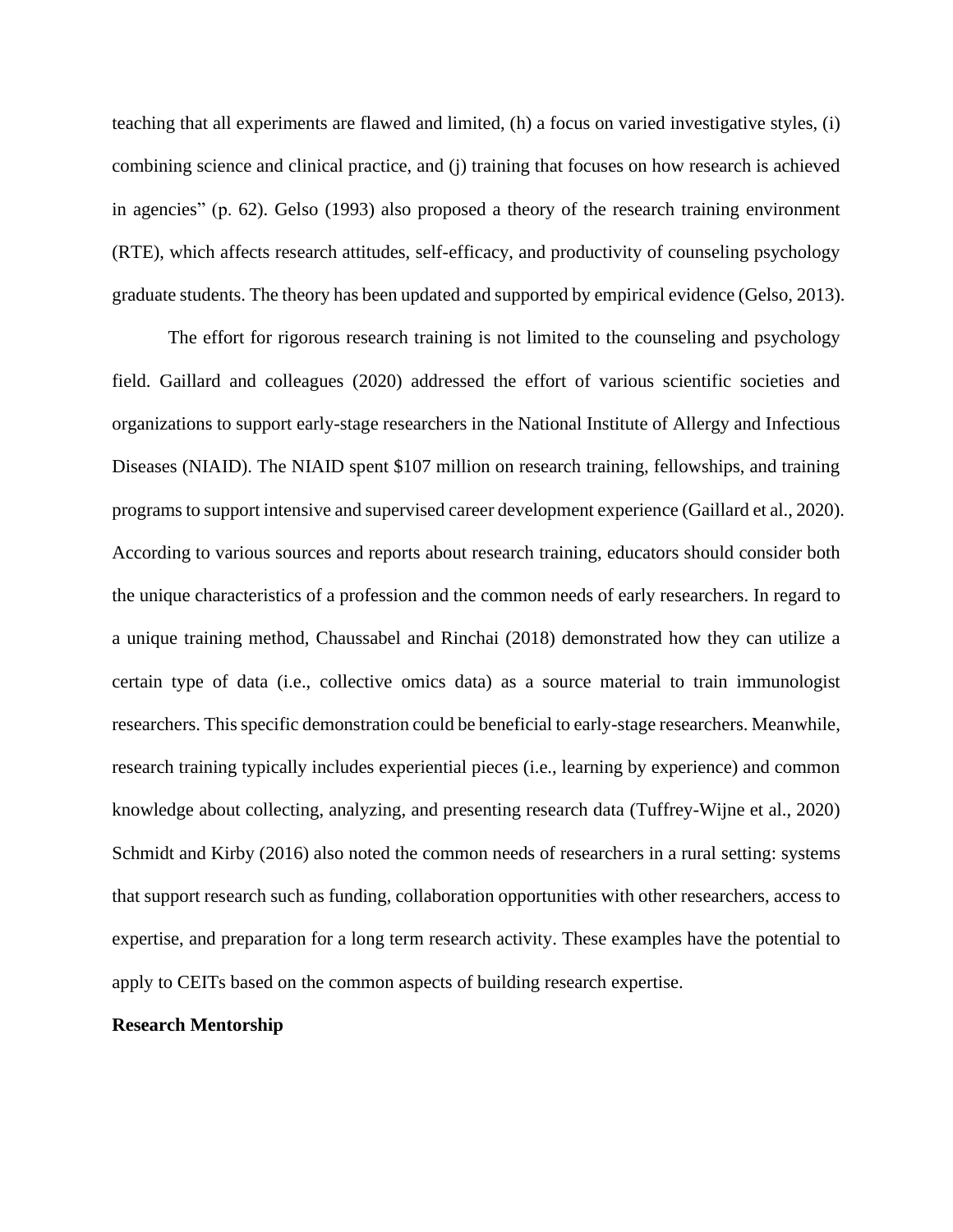teaching that all experiments are flawed and limited, (h) a focus on varied investigative styles, (i) combining science and clinical practice, and (j) training that focuses on how research is achieved in agencies" (p. 62). Gelso (1993) also proposed a theory of the research training environment (RTE), which affects research attitudes, self-efficacy, and productivity of counseling psychology graduate students. The theory has been updated and supported by empirical evidence (Gelso, 2013).

The effort for rigorous research training is not limited to the counseling and psychology field. Gaillard and colleagues (2020) addressed the effort of various scientific societies and organizations to support early-stage researchers in the National Institute of Allergy and Infectious Diseases (NIAID). The NIAID spent $107 million on research training, fellowships, and training programs to support intensive and supervised career development experience (Gaillard et al., 2020). According to various sources and reports about research training, educators should consider both the unique characteristics of a profession and the common needs of early researchers. In regard to a unique training method, Chaussabel and Rinchai (2018) demonstrated how they can utilize a certain type of data (i.e., collective omics data) as a source material to train immunologist researchers. This specific demonstration could be beneficial to early-stage researchers. Meanwhile, research training typically includes experiential pieces (i.e., learning by experience) and common knowledge about collecting, analyzing, and presenting research data (Tuffrey-Wijne et al., 2020) Schmidt and Kirby (2016) also noted the common needs of researchers in a rural setting: systems that support research such as funding, collaboration opportunities with other researchers, access to expertise, and preparation for a long term research activity. These examples have the potential to apply to CEITs based on the common aspects of building research expertise.

**Research Mentorship**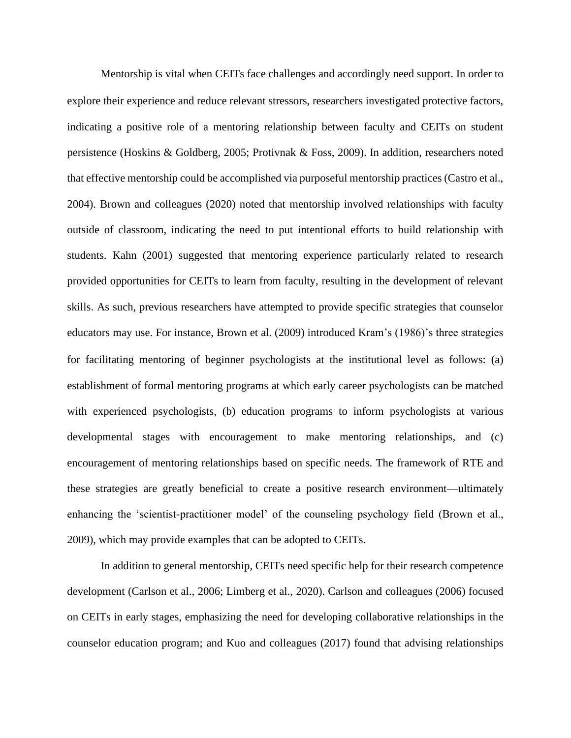Mentorship is vital when CEITs face challenges and accordingly need support. In order to explore their experience and reduce relevant stressors, researchers investigated protective factors, indicating a positive role of a mentoring relationship between faculty and CEITs on student persistence (Hoskins & Goldberg, 2005; Protivnak & Foss, 2009). In addition, researchers noted that effective mentorship could be accomplished via purposeful mentorship practices (Castro et al., 2004). Brown and colleagues (2020) noted that mentorship involved relationships with faculty outside of classroom, indicating the need to put intentional efforts to build relationship with students. Kahn (2001) suggested that mentoring experience particularly related to research provided opportunities for CEITs to learn from faculty, resulting in the development of relevant skills. As such, previous researchers have attempted to provide specific strategies that counselor educators may use. For instance, Brown et al. (2009) introduced Kram's (1986)'s three strategies for facilitating mentoring of beginner psychologists at the institutional level as follows: (a) establishment of formal mentoring programs at which early career psychologists can be matched with experienced psychologists, (b) education programs to inform psychologists at various developmental stages with encouragement to make mentoring relationships, and (c) encouragement of mentoring relationships based on specific needs. The framework of RTE and these strategies are greatly beneficial to create a positive research environment—ultimately enhancing the 'scientist-practitioner model' of the counseling psychology field (Brown et al., 2009), which may provide examples that can be adopted to CEITs.

In addition to general mentorship, CEITs need specific help for their research competence development (Carlson et al., 2006; Limberg et al., 2020). Carlson and colleagues (2006) focused on CEITs in early stages, emphasizing the need for developing collaborative relationships in the counselor education program; and Kuo and colleagues (2017) found that advising relationships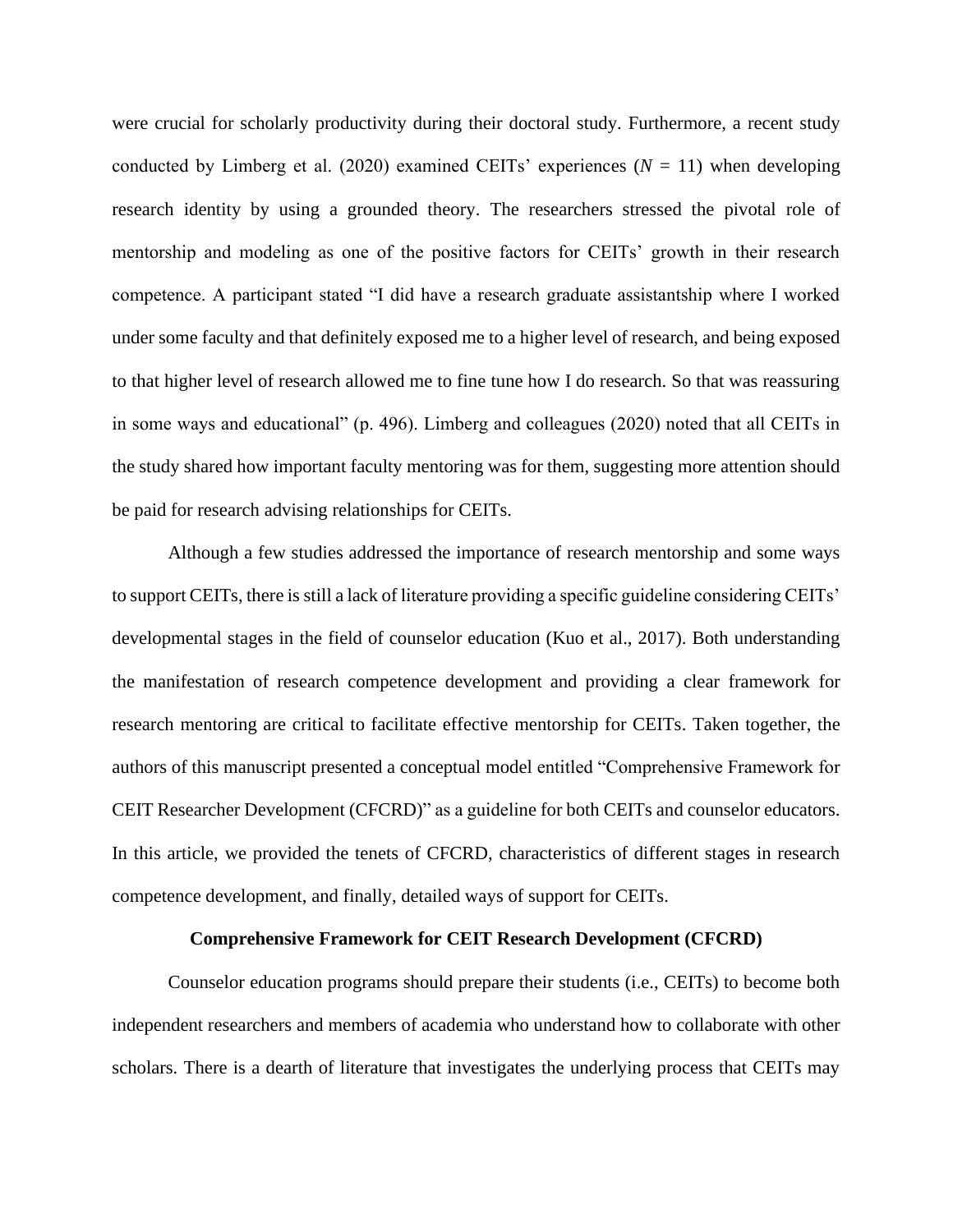were crucial for scholarly productivity during their doctoral study. Furthermore, a recent study conducted by Limberg et al. (2020) examined CEITs' experiences ($N$ = 11) when developing research identity by using a grounded theory. The researchers stressed the pivotal role of mentorship and modeling as one of the positive factors for CEITs' growth in their research competence. A participant stated "I did have a research graduate assistantship where I worked under some faculty and that definitely exposed me to a higher level of research, and being exposed to that higher level of research allowed me to fine tune how I do research. So that was reassuring in some ways and educational" (p. 496). Limberg and colleagues (2020) noted that all CEITs in the study shared how important faculty mentoring was for them, suggesting more attention should be paid for research advising relationships for CEITs.

Although a few studies addressed the importance of research mentorship and some ways to support CEITs, there is still a lack of literature providing a specific guideline considering CEITs' developmental stages in the field of counselor education (Kuo et al., 2017). Both understanding the manifestation of research competence development and providing a clear framework for research mentoring are critical to facilitate effective mentorship for CEITs. Taken together, the authors of this manuscript presented a conceptual model entitled "Comprehensive Framework for CEIT Researcher Development (CFCRD)" as a guideline for both CEITs and counselor educators. In this article, we provided the tenets of CFCRD, characteristics of different stages in research competence development, and finally, detailed ways of support for CEITs.

## Comprehensive Framework for CEIT Research Development (CFCRD)

Counselor education programs should prepare their students (i.e., CEITs) to become both independent researchers and members of academia who understand how to collaborate with other scholars. There is a dearth of literature that investigates the underlying process that CEITs may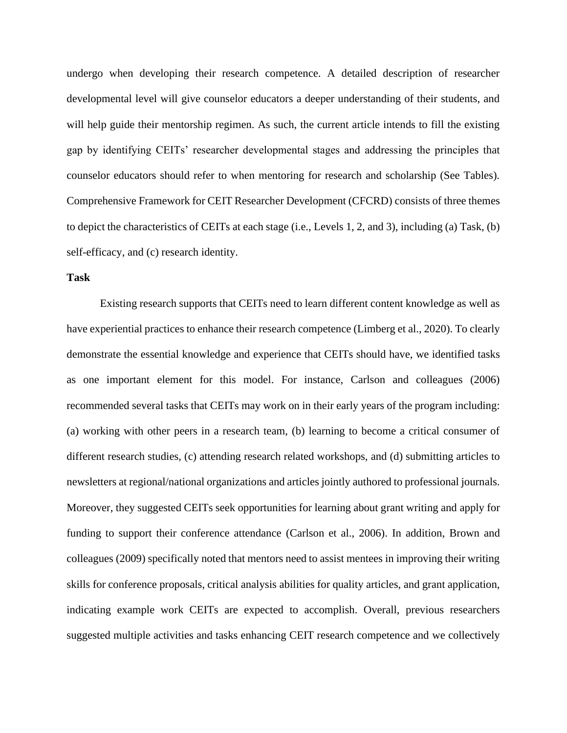undergo when developing their research competence. A detailed description of researcher developmental level will give counselor educators a deeper understanding of their students, and will help guide their mentorship regimen. As such, the current article intends to fill the existing gap by identifying CEITs' researcher developmental stages and addressing the principles that counselor educators should refer to when mentoring for research and scholarship (See Tables). Comprehensive Framework for CEIT Researcher Development (CFCRD) consists of three themes to depict the characteristics of CEITs at each stage (i.e., Levels 1, 2, and 3), including (a) Task, (b) self-efficacy, and (c) research identity.

**Task**

Existing research supports that CEITs need to learn different content knowledge as well as have experiential practices to enhance their research competence (Limberg et al., 2020). To clearly demonstrate the essential knowledge and experience that CEITs should have, we identified tasks as one important element for this model. For instance, Carlson and colleagues (2006) recommended several tasks that CEITs may work on in their early years of the program including: (a) working with other peers in a research team, (b) learning to become a critical consumer of different research studies, (c) attending research related workshops, and (d) submitting articles to newsletters at regional/national organizations and articles jointly authored to professional journals. Moreover, they suggested CEITs seek opportunities for learning about grant writing and apply for funding to support their conference attendance (Carlson et al., 2006). In addition, Brown and colleagues (2009) specifically noted that mentors need to assist mentees in improving their writing skills for conference proposals, critical analysis abilities for quality articles, and grant application, indicating example work CEITs are expected to accomplish. Overall, previous researchers suggested multiple activities and tasks enhancing CEIT research competence and we collectively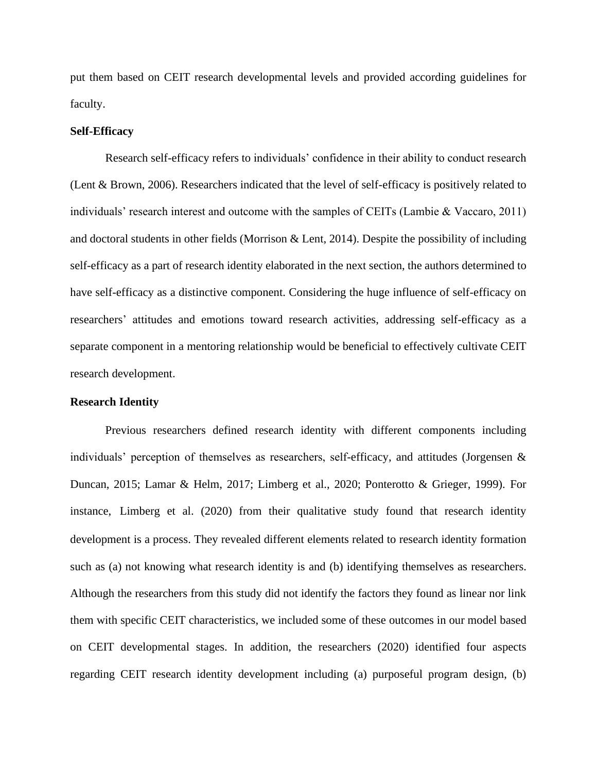put them based on CEIT research developmental levels and provided according guidelines for faculty.

## Self-Efficacy

Research self-efficacy refers to individuals' confidence in their ability to conduct research (Lent & Brown, 2006). Researchers indicated that the level of self-efficacy is positively related to individuals' research interest and outcome with the samples of CEITs (Lambie & Vaccaro, 2011) and doctoral students in other fields (Morrison & Lent, 2014). Despite the possibility of including self-efficacy as a part of research identity elaborated in the next section, the authors determined to have self-efficacy as a distinctive component. Considering the huge influence of self-efficacy on researchers' attitudes and emotions toward research activities, addressing self-efficacy as a separate component in a mentoring relationship would be beneficial to effectively cultivate CEIT research development.

## Research Identity

Previous researchers defined research identity with different components including individuals' perception of themselves as researchers, self-efficacy, and attitudes (Jorgensen & Duncan, 2015; Lamar & Helm, 2017; Limberg et al., 2020; Ponterotto & Grieger, 1999). For instance, Limberg et al. (2020) from their qualitative study found that research identity development is a process. They revealed different elements related to research identity formation such as (a) not knowing what research identity is and (b) identifying themselves as researchers. Although the researchers from this study did not identify the factors they found as linear nor link them with specific CEIT characteristics, we included some of these outcomes in our model based on CEIT developmental stages. In addition, the researchers (2020) identified four aspects regarding CEIT research identity development including (a) purposeful program design, (b)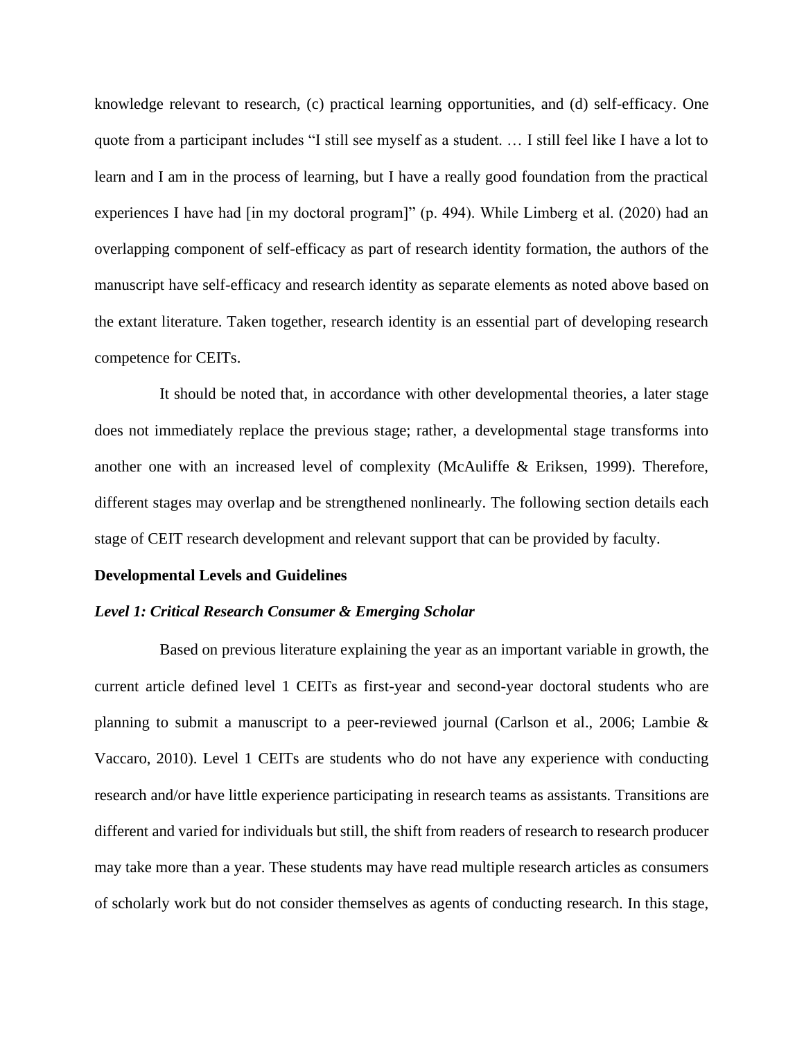knowledge relevant to research, (c) practical learning opportunities, and (d) self-efficacy. One quote from a participant includes "I still see myself as a student. … I still feel like I have a lot to learn and I am in the process of learning, but I have a really good foundation from the practical experiences I have had [in my doctoral program]" (p. 494). While Limberg et al. (2020) had an overlapping component of self-efficacy as part of research identity formation, the authors of the manuscript have self-efficacy and research identity as separate elements as noted above based on the extant literature. Taken together, research identity is an essential part of developing research competence for CEITs.

It should be noted that, in accordance with other developmental theories, a later stage does not immediately replace the previous stage; rather, a developmental stage transforms into another one with an increased level of complexity (McAuliffe & Eriksen, 1999). Therefore, different stages may overlap and be strengthened nonlinearly. The following section details each stage of CEIT research development and relevant support that can be provided by faculty.

**Developmental Levels and Guidelines**

***Level 1: Critical Research Consumer & Emerging Scholar***

Based on previous literature explaining the year as an important variable in growth, the current article defined level 1 CEITs as first-year and second-year doctoral students who are planning to submit a manuscript to a peer-reviewed journal (Carlson et al., 2006; Lambie & Vaccaro, 2010). Level 1 CEITs are students who do not have any experience with conducting research and/or have little experience participating in research teams as assistants. Transitions are different and varied for individuals but still, the shift from readers of research to research producer may take more than a year. These students may have read multiple research articles as consumers of scholarly work but do not consider themselves as agents of conducting research. In this stage,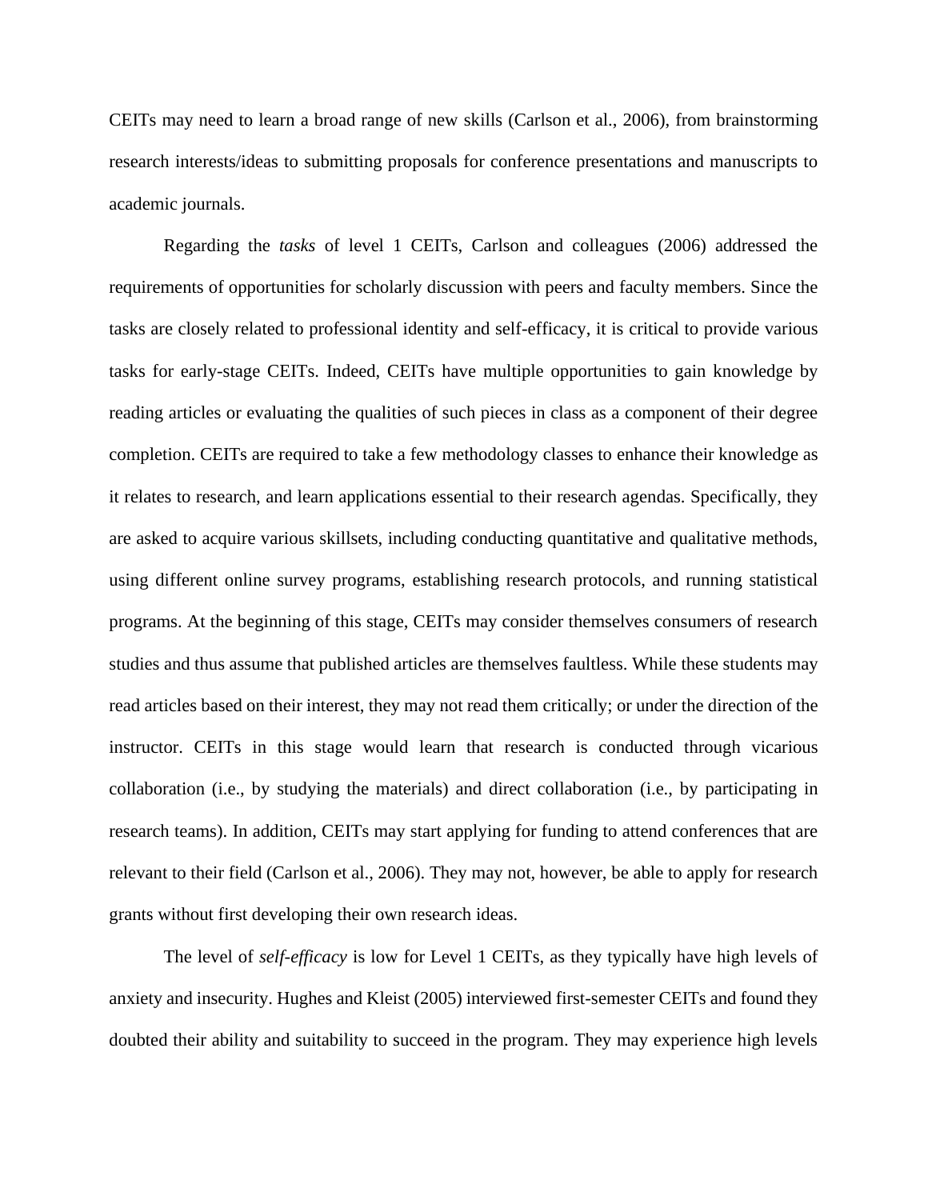CEITs may need to learn a broad range of new skills (Carlson et al., 2006), from brainstorming research interests/ideas to submitting proposals for conference presentations and manuscripts to academic journals.

Regarding the *tasks* of level 1 CEITs, Carlson and colleagues (2006) addressed the requirements of opportunities for scholarly discussion with peers and faculty members. Since the tasks are closely related to professional identity and self-efficacy, it is critical to provide various tasks for early-stage CEITs. Indeed, CEITs have multiple opportunities to gain knowledge by reading articles or evaluating the qualities of such pieces in class as a component of their degree completion. CEITs are required to take a few methodology classes to enhance their knowledge as it relates to research, and learn applications essential to their research agendas. Specifically, they are asked to acquire various skillsets, including conducting quantitative and qualitative methods, using different online survey programs, establishing research protocols, and running statistical programs. At the beginning of this stage, CEITs may consider themselves consumers of research studies and thus assume that published articles are themselves faultless. While these students may read articles based on their interest, they may not read them critically; or under the direction of the instructor. CEITs in this stage would learn that research is conducted through vicarious collaboration (i.e., by studying the materials) and direct collaboration (i.e., by participating in research teams). In addition, CEITs may start applying for funding to attend conferences that are relevant to their field (Carlson et al., 2006). They may not, however, be able to apply for research grants without first developing their own research ideas.

The level of *self-efficacy* is low for Level 1 CEITs, as they typically have high levels of anxiety and insecurity. Hughes and Kleist (2005) interviewed first-semester CEITs and found they doubted their ability and suitability to succeed in the program. They may experience high levels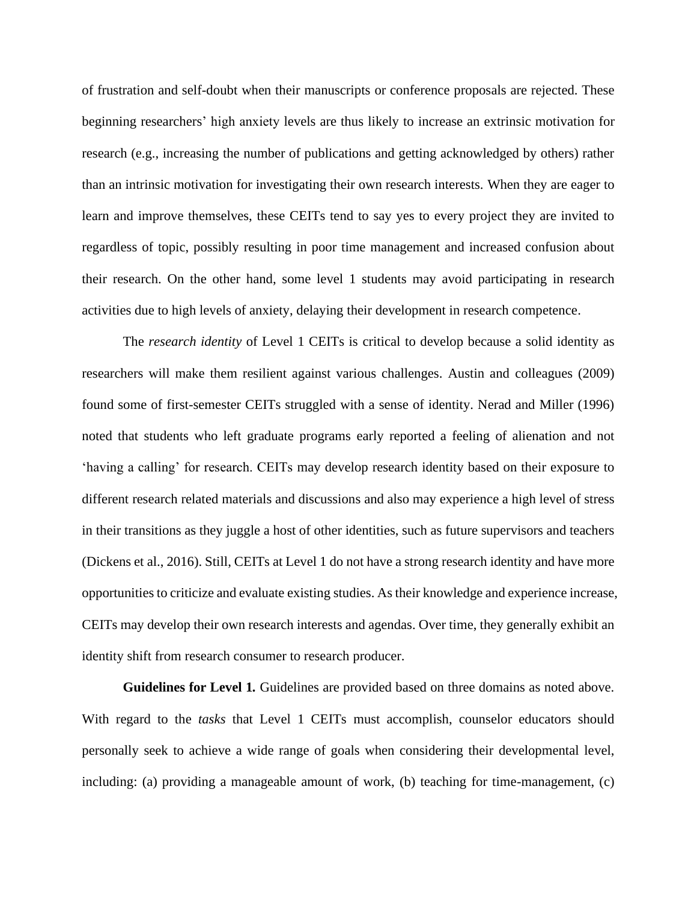of frustration and self-doubt when their manuscripts or conference proposals are rejected. These beginning researchers' high anxiety levels are thus likely to increase an extrinsic motivation for research (e.g., increasing the number of publications and getting acknowledged by others) rather than an intrinsic motivation for investigating their own research interests. When they are eager to learn and improve themselves, these CEITs tend to say yes to every project they are invited to regardless of topic, possibly resulting in poor time management and increased confusion about their research. On the other hand, some level 1 students may avoid participating in research activities due to high levels of anxiety, delaying their development in research competence.

The *research identity* of Level 1 CEITs is critical to develop because a solid identity as researchers will make them resilient against various challenges. Austin and colleagues (2009) found some of first-semester CEITs struggled with a sense of identity. Nerad and Miller (1996) noted that students who left graduate programs early reported a feeling of alienation and not 'having a calling' for research. CEITs may develop research identity based on their exposure to different research related materials and discussions and also may experience a high level of stress in their transitions as they juggle a host of other identities, such as future supervisors and teachers (Dickens et al., 2016). Still, CEITs at Level 1 do not have a strong research identity and have more opportunities to criticize and evaluate existing studies. As their knowledge and experience increase, CEITs may develop their own research interests and agendas. Over time, they generally exhibit an identity shift from research consumer to research producer.

**Guidelines for Level 1.** Guidelines are provided based on three domains as noted above. With regard to the *tasks* that Level 1 CEITs must accomplish, counselor educators should personally seek to achieve a wide range of goals when considering their developmental level, including: (a) providing a manageable amount of work, (b) teaching for time-management, (c)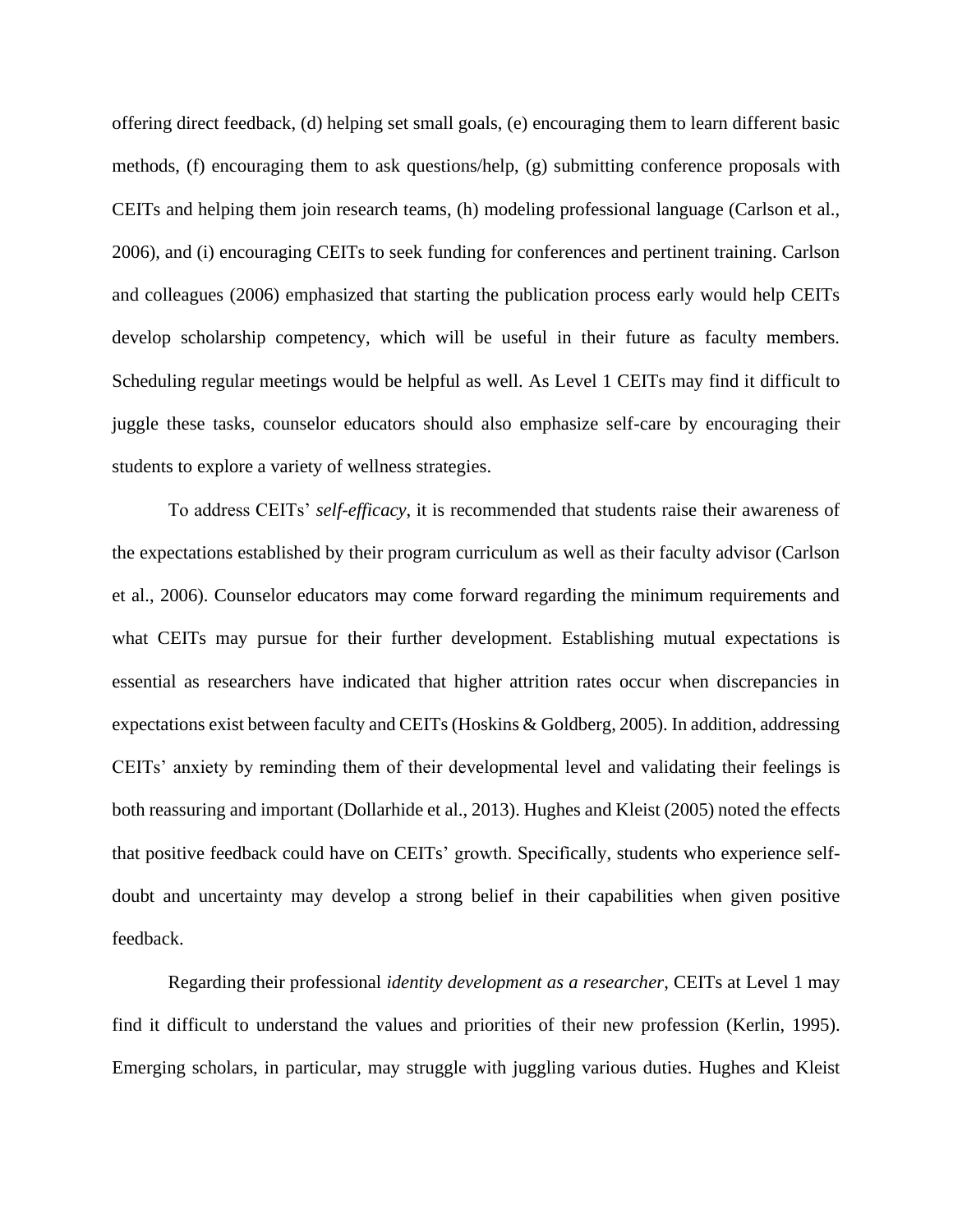offering direct feedback, (d) helping set small goals, (e) encouraging them to learn different basic methods, (f) encouraging them to ask questions/help, (g) submitting conference proposals with CEITs and helping them join research teams, (h) modeling professional language (Carlson et al., 2006), and (i) encouraging CEITs to seek funding for conferences and pertinent training. Carlson and colleagues (2006) emphasized that starting the publication process early would help CEITs develop scholarship competency, which will be useful in their future as faculty members. Scheduling regular meetings would be helpful as well. As Level 1 CEITs may find it difficult to juggle these tasks, counselor educators should also emphasize self-care by encouraging their students to explore a variety of wellness strategies.

To address CEITs' *self-efficacy*, it is recommended that students raise their awareness of the expectations established by their program curriculum as well as their faculty advisor (Carlson et al., 2006). Counselor educators may come forward regarding the minimum requirements and what CEITs may pursue for their further development. Establishing mutual expectations is essential as researchers have indicated that higher attrition rates occur when discrepancies in expectations exist between faculty and CEITs (Hoskins & Goldberg, 2005). In addition, addressing CEITs' anxiety by reminding them of their developmental level and validating their feelings is both reassuring and important (Dollarhide et al., 2013). Hughes and Kleist (2005) noted the effects that positive feedback could have on CEITs' growth. Specifically, students who experience self-doubt and uncertainty may develop a strong belief in their capabilities when given positive feedback.

Regarding their professional *identity development as a researcher*, CEITs at Level 1 may find it difficult to understand the values and priorities of their new profession (Kerlin, 1995). Emerging scholars, in particular, may struggle with juggling various duties. Hughes and Kleist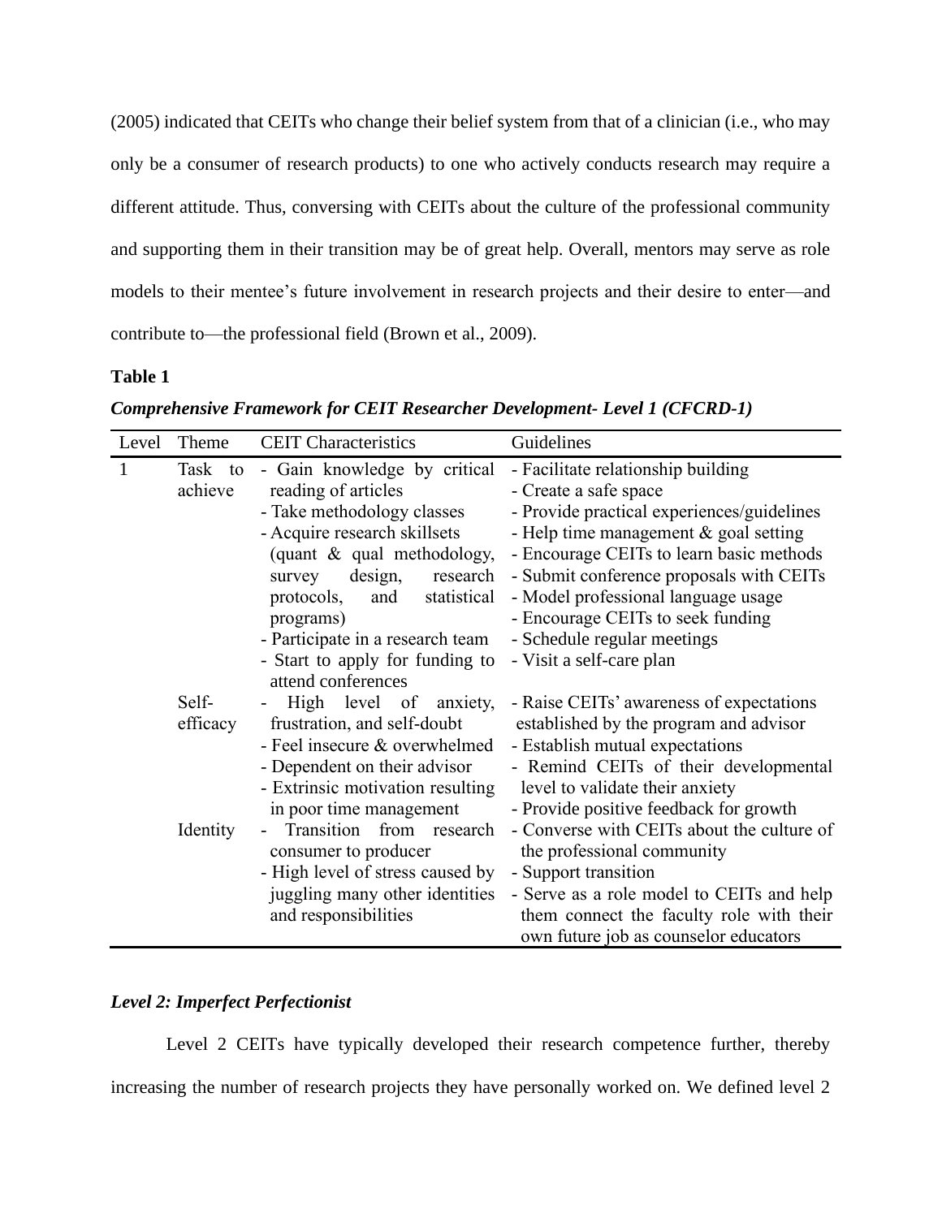(2005) indicated that CEITs who change their belief system from that of a clinician (i.e., who may only be a consumer of research products) to one who actively conducts research may require a different attitude. Thus, conversing with CEITs about the culture of the professional community and supporting them in their transition may be of great help. Overall, mentors may serve as role models to their mentee's future involvement in research projects and their desire to enter—and contribute to—the professional field (Brown et al., 2009).

**Table 1**

***Comprehensive Framework for CEIT Researcher Development- Level 1 (CFCRD-1)***

| Level | Theme | CEIT Characteristics | Guidelines |
|---|---|---|---|
| 1 | Task to achieve | - Gain knowledge by critical reading of articles<br>- Take methodology classes<br>- Acquire research skillsets (quant & qual methodology, survey design, research protocols, and statistical programs)<br>- Participate in a research team<br>- Start to apply for funding to attend conferences | - Facilitate relationship building<br>- Create a safe space<br>- Provide practical experiences/guidelines<br>- Help time management & goal setting<br>- Encourage CEITs to learn basic methods<br>- Submit conference proposals with CEITs<br>- Model professional language usage<br>- Encourage CEITs to seek funding<br>- Schedule regular meetings<br>- Visit a self-care plan |
| | Self-efficacy | - High level of anxiety, frustration, and self-doubt<br>- Feel insecure & overwhelmed<br>- Dependent on their advisor<br>- Extrinsic motivation resulting in poor time management | - Raise CEITs' awareness of expectations established by the program and advisor<br>- Establish mutual expectations<br>- Remind CEITs of their developmental level to validate their anxiety<br>- Provide positive feedback for growth |
| | Identity | - Transition from research consumer to producer<br>- High level of stress caused by juggling many other identities and responsibilities | - Converse with CEITs about the culture of the professional community<br>- Support transition<br>- Serve as a role model to CEITs and help them connect the faculty role with their own future job as counselor educators |

### *Level 2: Imperfect Perfectionist*

Level 2 CEITs have typically developed their research competence further, thereby increasing the number of research projects they have personally worked on. We defined level 2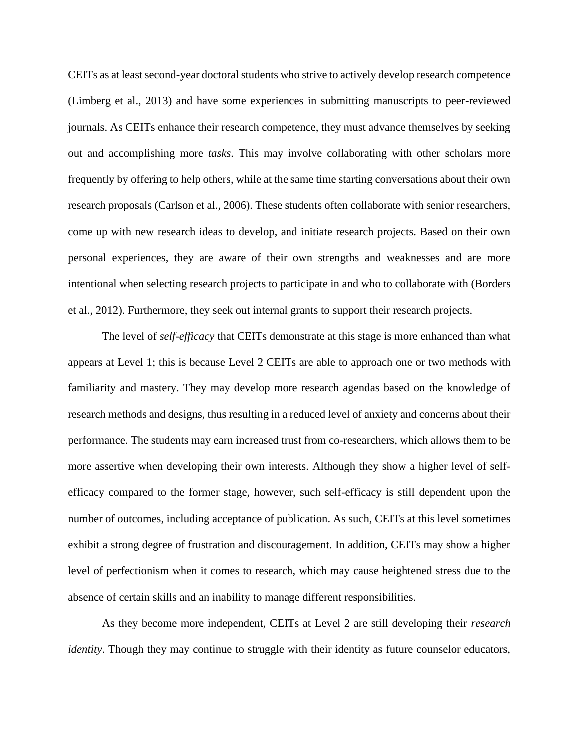CEITs as at least second-year doctoral students who strive to actively develop research competence (Limberg et al., 2013) and have some experiences in submitting manuscripts to peer-reviewed journals. As CEITs enhance their research competence, they must advance themselves by seeking out and accomplishing more *tasks*. This may involve collaborating with other scholars more frequently by offering to help others, while at the same time starting conversations about their own research proposals (Carlson et al., 2006). These students often collaborate with senior researchers, come up with new research ideas to develop, and initiate research projects. Based on their own personal experiences, they are aware of their own strengths and weaknesses and are more intentional when selecting research projects to participate in and who to collaborate with (Borders et al., 2012). Furthermore, they seek out internal grants to support their research projects.

The level of *self-efficacy* that CEITs demonstrate at this stage is more enhanced than what appears at Level 1; this is because Level 2 CEITs are able to approach one or two methods with familiarity and mastery. They may develop more research agendas based on the knowledge of research methods and designs, thus resulting in a reduced level of anxiety and concerns about their performance. The students may earn increased trust from co-researchers, which allows them to be more assertive when developing their own interests. Although they show a higher level of self-efficacy compared to the former stage, however, such self-efficacy is still dependent upon the number of outcomes, including acceptance of publication. As such, CEITs at this level sometimes exhibit a strong degree of frustration and discouragement. In addition, CEITs may show a higher level of perfectionism when it comes to research, which may cause heightened stress due to the absence of certain skills and an inability to manage different responsibilities.

As they become more independent, CEITs at Level 2 are still developing their *research identity*. Though they may continue to struggle with their identity as future counselor educators,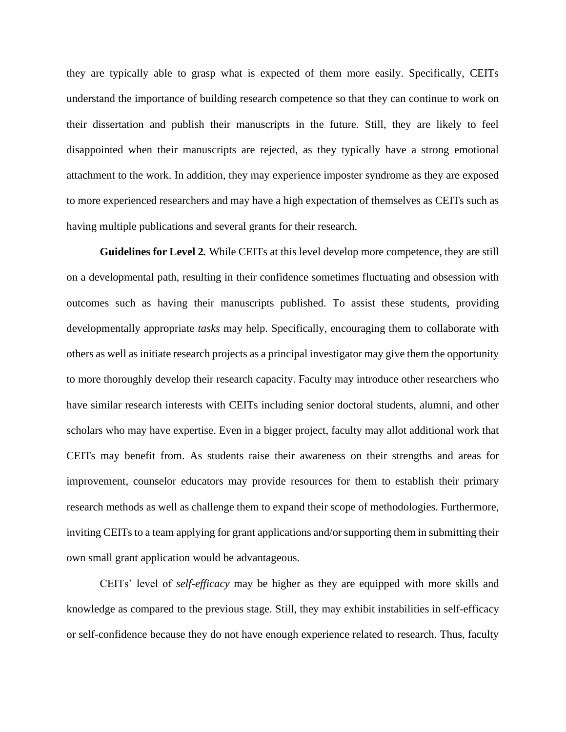they are typically able to grasp what is expected of them more easily. Specifically, CEITs understand the importance of building research competence so that they can continue to work on their dissertation and publish their manuscripts in the future. Still, they are likely to feel disappointed when their manuscripts are rejected, as they typically have a strong emotional attachment to the work. In addition, they may experience imposter syndrome as they are exposed to more experienced researchers and may have a high expectation of themselves as CEITs such as having multiple publications and several grants for their research.

**Guidelines for Level 2.** While CEITs at this level develop more competence, they are still on a developmental path, resulting in their confidence sometimes fluctuating and obsession with outcomes such as having their manuscripts published. To assist these students, providing developmentally appropriate *tasks* may help. Specifically, encouraging them to collaborate with others as well as initiate research projects as a principal investigator may give them the opportunity to more thoroughly develop their research capacity. Faculty may introduce other researchers who have similar research interests with CEITs including senior doctoral students, alumni, and other scholars who may have expertise. Even in a bigger project, faculty may allot additional work that CEITs may benefit from. As students raise their awareness on their strengths and areas for improvement, counselor educators may provide resources for them to establish their primary research methods as well as challenge them to expand their scope of methodologies. Furthermore, inviting CEITs to a team applying for grant applications and/or supporting them in submitting their own small grant application would be advantageous.

CEITs' level of *self-efficacy* may be higher as they are equipped with more skills and knowledge as compared to the previous stage. Still, they may exhibit instabilities in self-efficacy or self-confidence because they do not have enough experience related to research. Thus, faculty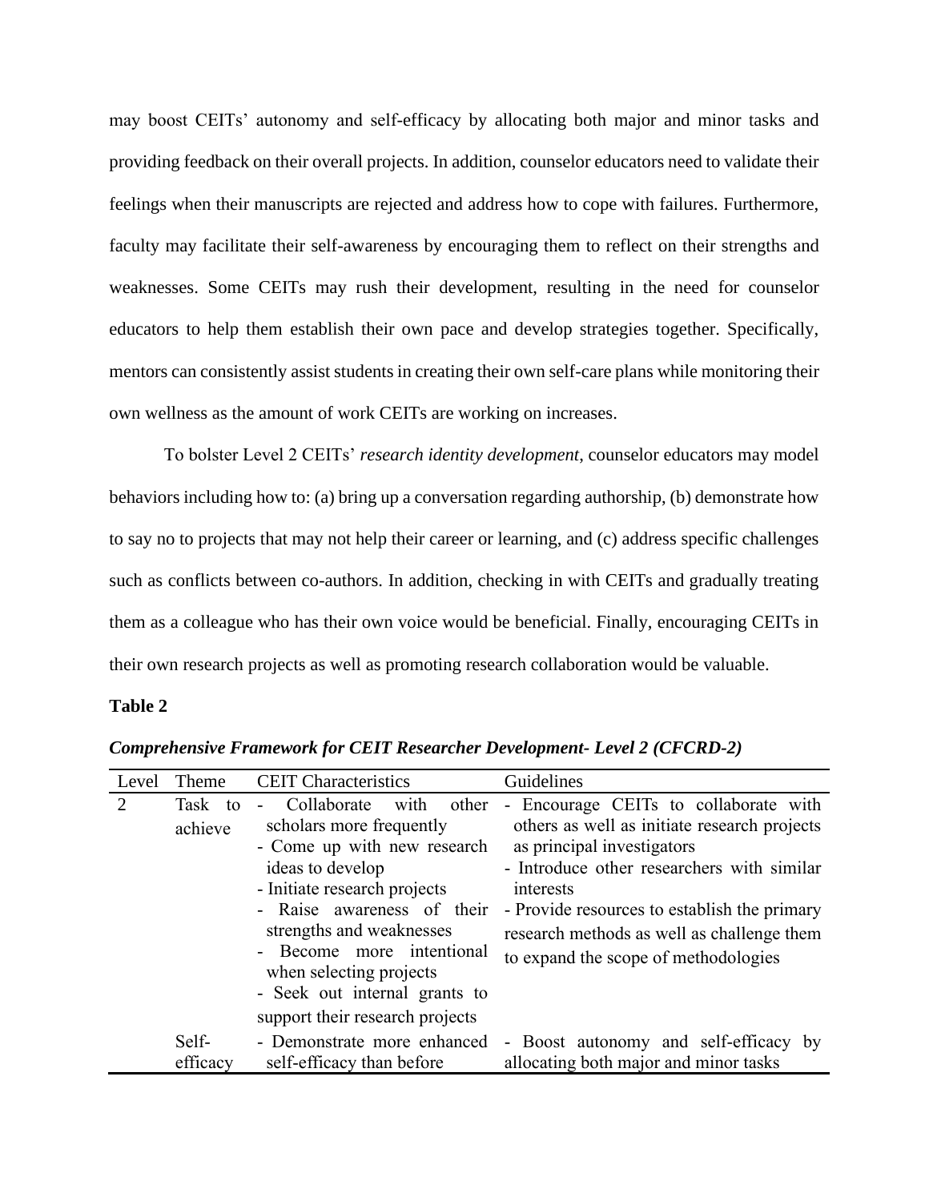may boost CEITs' autonomy and self-efficacy by allocating both major and minor tasks and providing feedback on their overall projects. In addition, counselor educators need to validate their feelings when their manuscripts are rejected and address how to cope with failures. Furthermore, faculty may facilitate their self-awareness by encouraging them to reflect on their strengths and weaknesses. Some CEITs may rush their development, resulting in the need for counselor educators to help them establish their own pace and develop strategies together. Specifically, mentors can consistently assist students in creating their own self-care plans while monitoring their own wellness as the amount of work CEITs are working on increases.

To bolster Level 2 CEITs' *research identity development*, counselor educators may model behaviors including how to: (a) bring up a conversation regarding authorship, (b) demonstrate how to say no to projects that may not help their career or learning, and (c) address specific challenges such as conflicts between co-authors. In addition, checking in with CEITs and gradually treating them as a colleague who has their own voice would be beneficial. Finally, encouraging CEITs in their own research projects as well as promoting research collaboration would be valuable.

**Table 2**

***Comprehensive Framework for CEIT Researcher Development- Level 2 (CFCRD-2)***

| Level | Theme | CEIT Characteristics | Guidelines |
|---|---|---|---|
| 2 | Task to achieve | - Collaborate with other scholars more frequently<br>- Come up with new research ideas to develop<br>- Initiate research projects<br>- Raise awareness of their strengths and weaknesses<br>- Become more intentional when selecting projects<br>- Seek out internal grants to support their research projects | - Encourage CEITs to collaborate with others as well as initiate research projects as principal investigators<br>- Introduce other researchers with similar interests<br>- Provide resources to establish the primary research methods as well as challenge them to expand the scope of methodologies |
| | Self-efficacy | - Demonstrate more enhanced self-efficacy than before | - Boost autonomy and self-efficacy by allocating both major and minor tasks |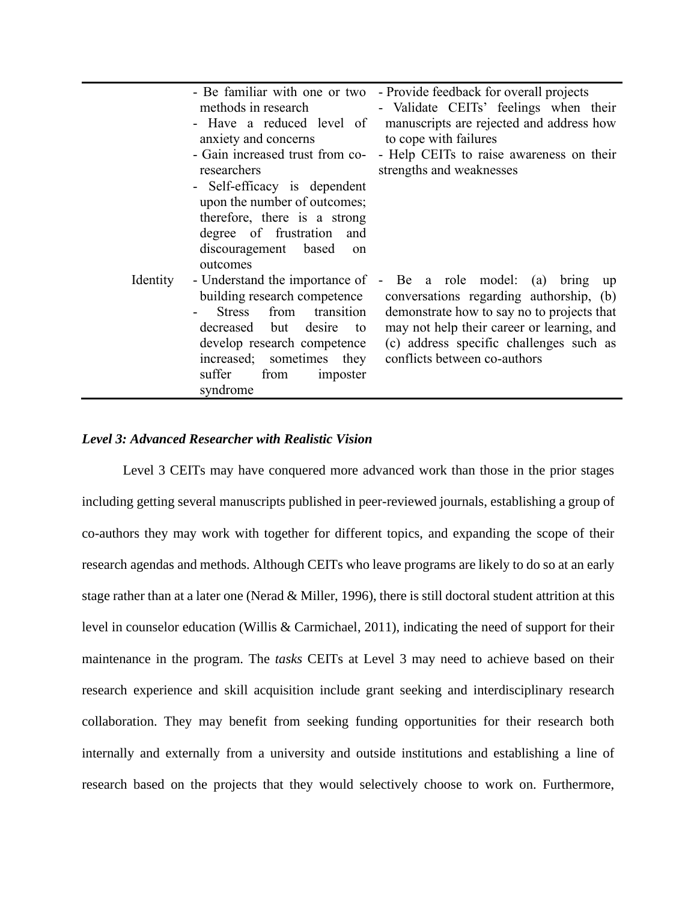| | | |
|---|---|---|
| | - Be familiar with one or two methods in research<br>- Have a reduced level of anxiety and concerns<br>- Gain increased trust from co-researchers<br>- Self-efficacy is dependent upon the number of outcomes; therefore, there is a strong degree of frustration and discouragement based on outcomes | - Provide feedback for overall projects<br>- Validate CEITs' feelings when their manuscripts are rejected and address how to cope with failures<br>- Help CEITs to raise awareness on their strengths and weaknesses |
| Identity | - Understand the importance of building research competence<br>- Stress from transition decreased but desire to develop research competence increased; sometimes they suffer from imposter syndrome | - Be a role model: (a) bring up conversations regarding authorship, (b) demonstrate how to say no to projects that may not help their career or learning, and (c) address specific challenges such as conflicts between co-authors |

***Level 3: Advanced Researcher with Realistic Vision***

Level 3 CEITs may have conquered more advanced work than those in the prior stages including getting several manuscripts published in peer-reviewed journals, establishing a group of co-authors they may work with together for different topics, and expanding the scope of their research agendas and methods. Although CEITs who leave programs are likely to do so at an early stage rather than at a later one (Nerad & Miller, 1996), there is still doctoral student attrition at this level in counselor education (Willis & Carmichael, 2011), indicating the need of support for their maintenance in the program. The *tasks* CEITs at Level 3 may need to achieve based on their research experience and skill acquisition include grant seeking and interdisciplinary research collaboration. They may benefit from seeking funding opportunities for their research both internally and externally from a university and outside institutions and establishing a line of research based on the projects that they would selectively choose to work on. Furthermore,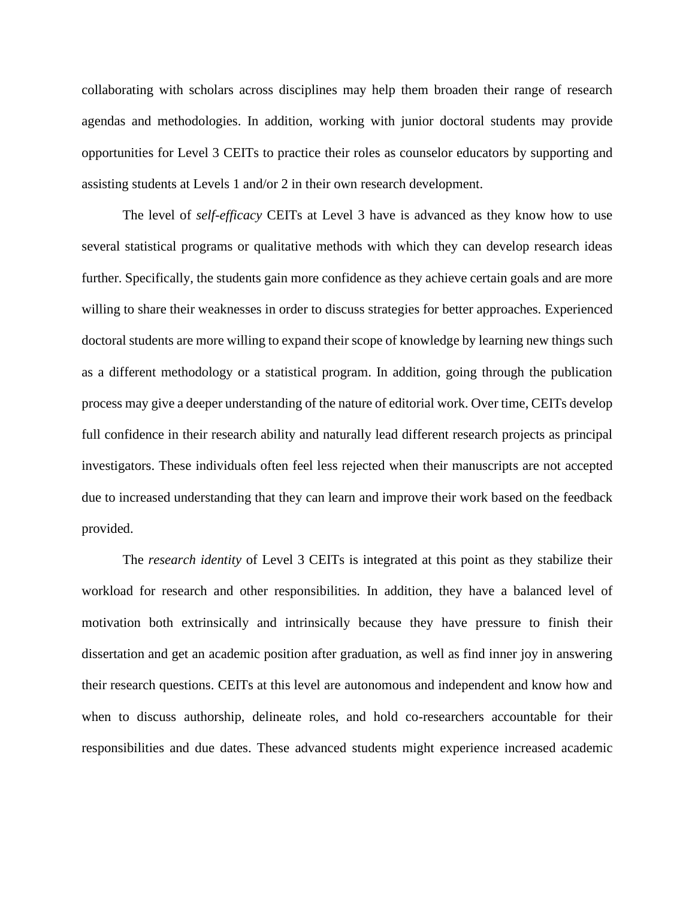collaborating with scholars across disciplines may help them broaden their range of research agendas and methodologies. In addition, working with junior doctoral students may provide opportunities for Level 3 CEITs to practice their roles as counselor educators by supporting and assisting students at Levels 1 and/or 2 in their own research development.

The level of *self-efficacy* CEITs at Level 3 have is advanced as they know how to use several statistical programs or qualitative methods with which they can develop research ideas further. Specifically, the students gain more confidence as they achieve certain goals and are more willing to share their weaknesses in order to discuss strategies for better approaches. Experienced doctoral students are more willing to expand their scope of knowledge by learning new things such as a different methodology or a statistical program. In addition, going through the publication process may give a deeper understanding of the nature of editorial work. Over time, CEITs develop full confidence in their research ability and naturally lead different research projects as principal investigators. These individuals often feel less rejected when their manuscripts are not accepted due to increased understanding that they can learn and improve their work based on the feedback provided.

The *research identity* of Level 3 CEITs is integrated at this point as they stabilize their workload for research and other responsibilities. In addition, they have a balanced level of motivation both extrinsically and intrinsically because they have pressure to finish their dissertation and get an academic position after graduation, as well as find inner joy in answering their research questions. CEITs at this level are autonomous and independent and know how and when to discuss authorship, delineate roles, and hold co-researchers accountable for their responsibilities and due dates. These advanced students might experience increased academic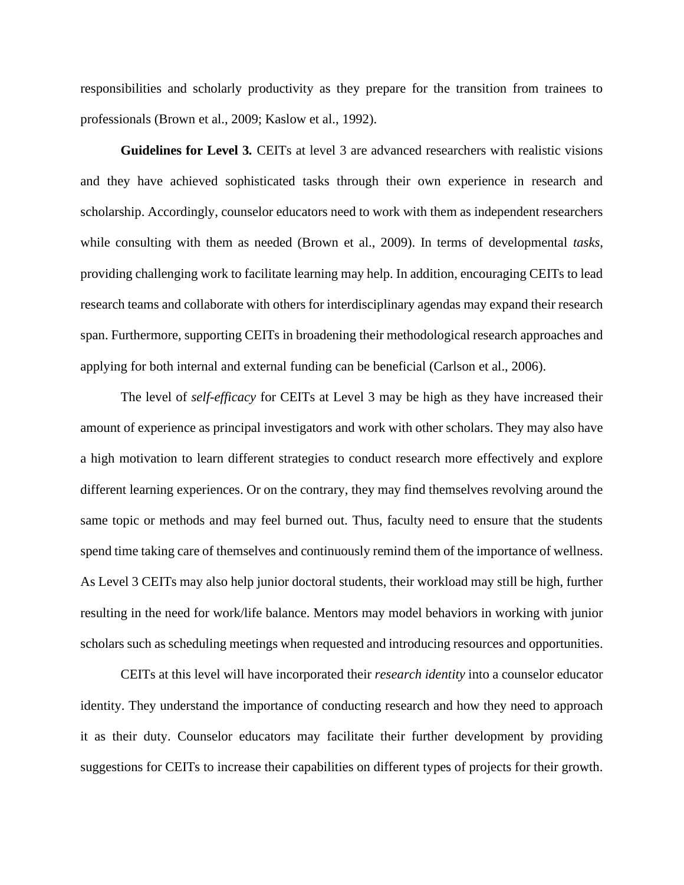responsibilities and scholarly productivity as they prepare for the transition from trainees to professionals (Brown et al., 2009; Kaslow et al., 1992).

**Guidelines for Level 3.** CEITs at level 3 are advanced researchers with realistic visions and they have achieved sophisticated tasks through their own experience in research and scholarship. Accordingly, counselor educators need to work with them as independent researchers while consulting with them as needed (Brown et al., 2009). In terms of developmental *tasks*, providing challenging work to facilitate learning may help. In addition, encouraging CEITs to lead research teams and collaborate with others for interdisciplinary agendas may expand their research span. Furthermore, supporting CEITs in broadening their methodological research approaches and applying for both internal and external funding can be beneficial (Carlson et al., 2006).

The level of *self-efficacy* for CEITs at Level 3 may be high as they have increased their amount of experience as principal investigators and work with other scholars. They may also have a high motivation to learn different strategies to conduct research more effectively and explore different learning experiences. Or on the contrary, they may find themselves revolving around the same topic or methods and may feel burned out. Thus, faculty need to ensure that the students spend time taking care of themselves and continuously remind them of the importance of wellness. As Level 3 CEITs may also help junior doctoral students, their workload may still be high, further resulting in the need for work/life balance. Mentors may model behaviors in working with junior scholars such as scheduling meetings when requested and introducing resources and opportunities.

CEITs at this level will have incorporated their *research identity* into a counselor educator identity. They understand the importance of conducting research and how they need to approach it as their duty. Counselor educators may facilitate their further development by providing suggestions for CEITs to increase their capabilities on different types of projects for their growth.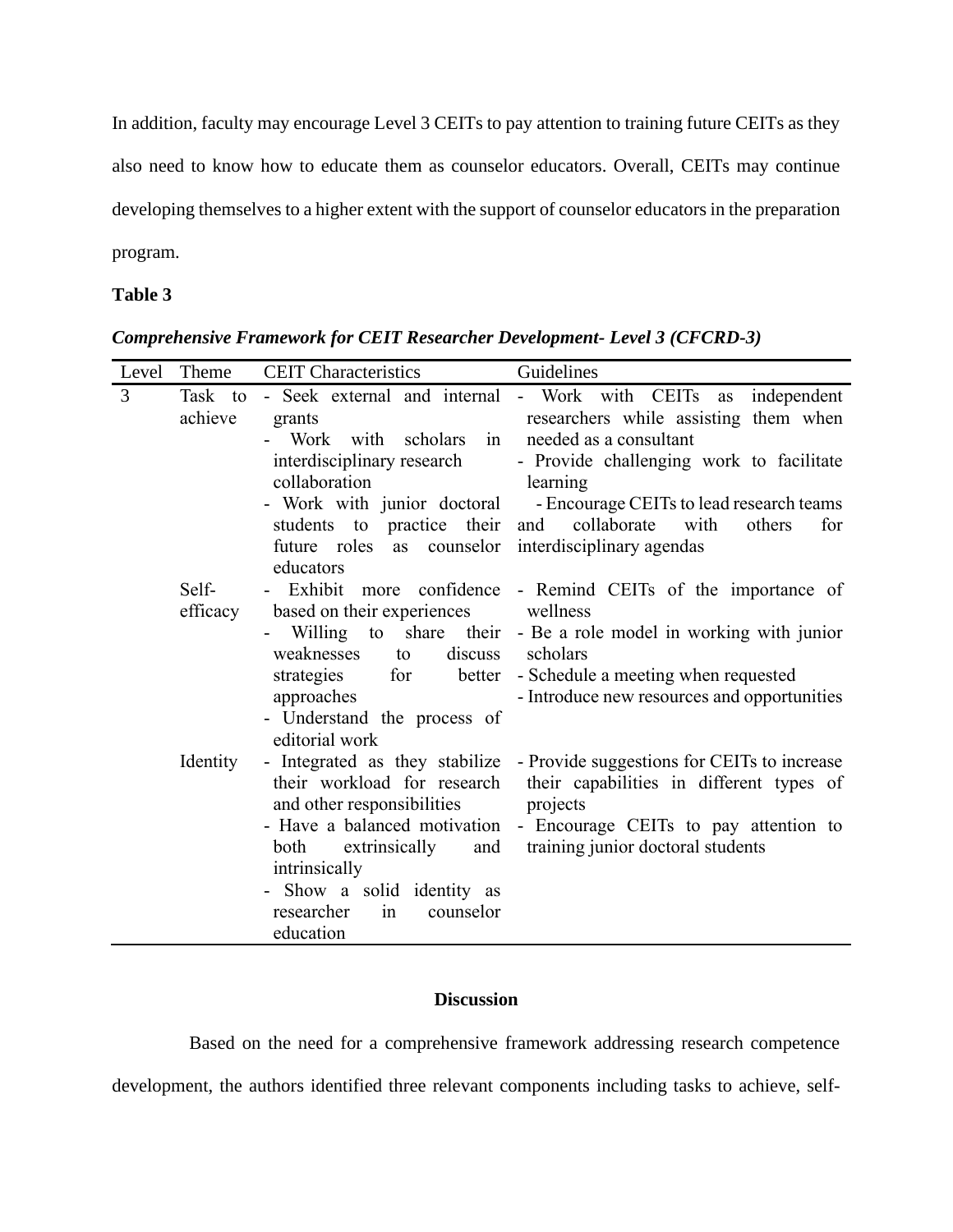In addition, faculty may encourage Level 3 CEITs to pay attention to training future CEITs as they also need to know how to educate them as counselor educators. Overall, CEITs may continue developing themselves to a higher extent with the support of counselor educators in the preparation program.

**Table 3**

***Comprehensive Framework for CEIT Researcher Development- Level 3 (CFCRD-3)***

| Level | Theme | CEIT Characteristics | Guidelines |
|---|---|---|---|
| 3 | Task to achieve | - Seek external and internal grants<br>- Work with scholars in interdisciplinary research collaboration<br>- Work with junior doctoral students to practice their future roles as counselor educators | - Work with CEITs as independent researchers while assisting them when needed as a consultant<br>- Provide challenging work to facilitate learning<br>- Encourage CEITs to lead research teams and collaborate with others for interdisciplinary agendas |
| | Self-efficacy | - Exhibit more confidence based on their experiences<br>- Willing to share their weaknesses to discuss strategies for better approaches<br>- Understand the process of editorial work | - Remind CEITs of the importance of wellness<br>- Be a role model in working with junior scholars<br>- Schedule a meeting when requested<br>- Introduce new resources and opportunities |
| | Identity | - Integrated as they stabilize their workload for research and other responsibilities<br>- Have a balanced motivation both extrinsically and intrinsically<br>- Show a solid identity as researcher in counselor education | - Provide suggestions for CEITs to increase their capabilities in different types of projects<br>- Encourage CEITs to pay attention to training junior doctoral students |

## Discussion

Based on the need for a comprehensive framework addressing research competence development, the authors identified three relevant components including tasks to achieve, self-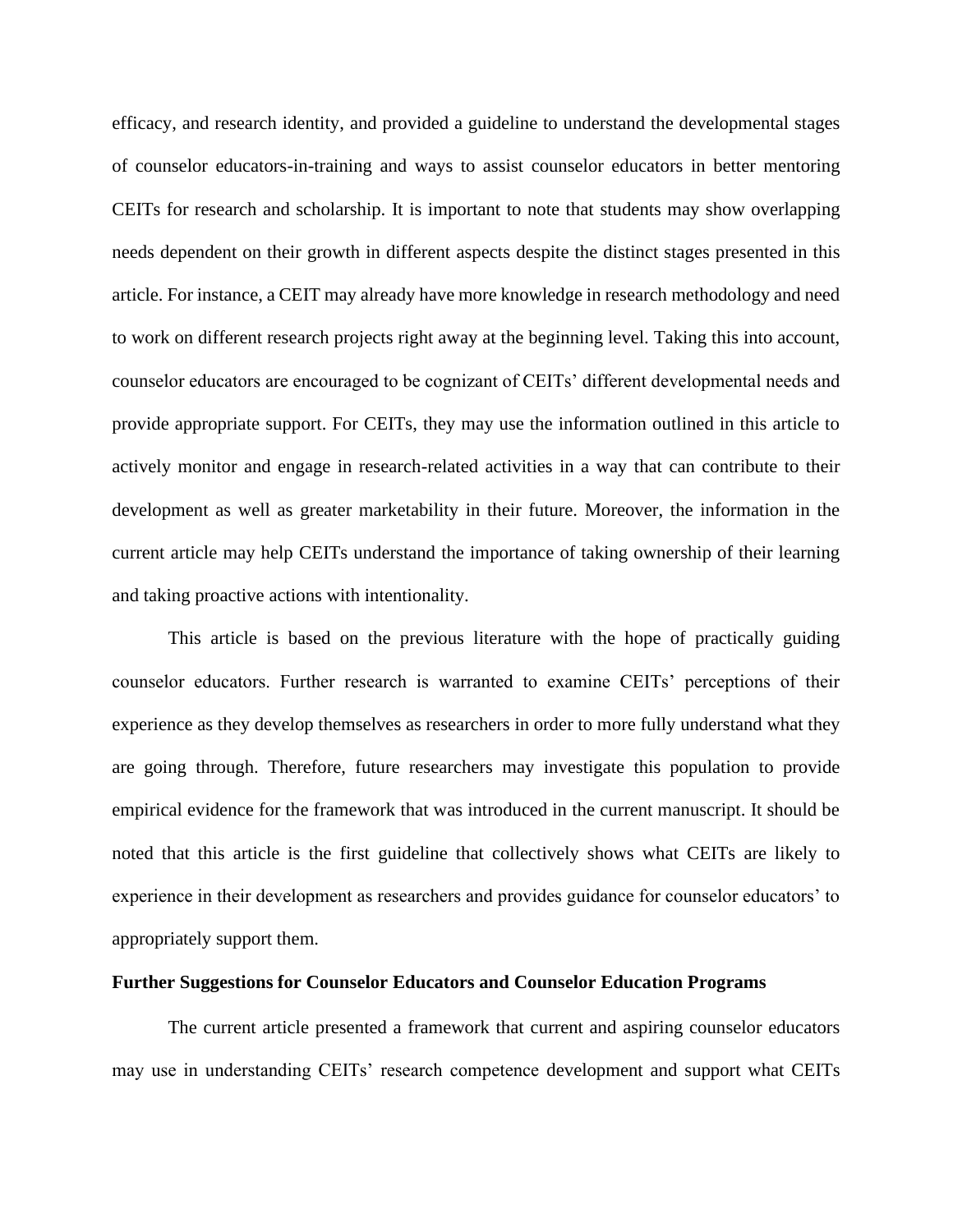efficacy, and research identity, and provided a guideline to understand the developmental stages of counselor educators-in-training and ways to assist counselor educators in better mentoring CEITs for research and scholarship. It is important to note that students may show overlapping needs dependent on their growth in different aspects despite the distinct stages presented in this article. For instance, a CEIT may already have more knowledge in research methodology and need to work on different research projects right away at the beginning level. Taking this into account, counselor educators are encouraged to be cognizant of CEITs' different developmental needs and provide appropriate support. For CEITs, they may use the information outlined in this article to actively monitor and engage in research-related activities in a way that can contribute to their development as well as greater marketability in their future. Moreover, the information in the current article may help CEITs understand the importance of taking ownership of their learning and taking proactive actions with intentionality.

This article is based on the previous literature with the hope of practically guiding counselor educators. Further research is warranted to examine CEITs' perceptions of their experience as they develop themselves as researchers in order to more fully understand what they are going through. Therefore, future researchers may investigate this population to provide empirical evidence for the framework that was introduced in the current manuscript. It should be noted that this article is the first guideline that collectively shows what CEITs are likely to experience in their development as researchers and provides guidance for counselor educators' to appropriately support them.

**Further Suggestions for Counselor Educators and Counselor Education Programs**

The current article presented a framework that current and aspiring counselor educators may use in understanding CEITs' research competence development and support what CEITs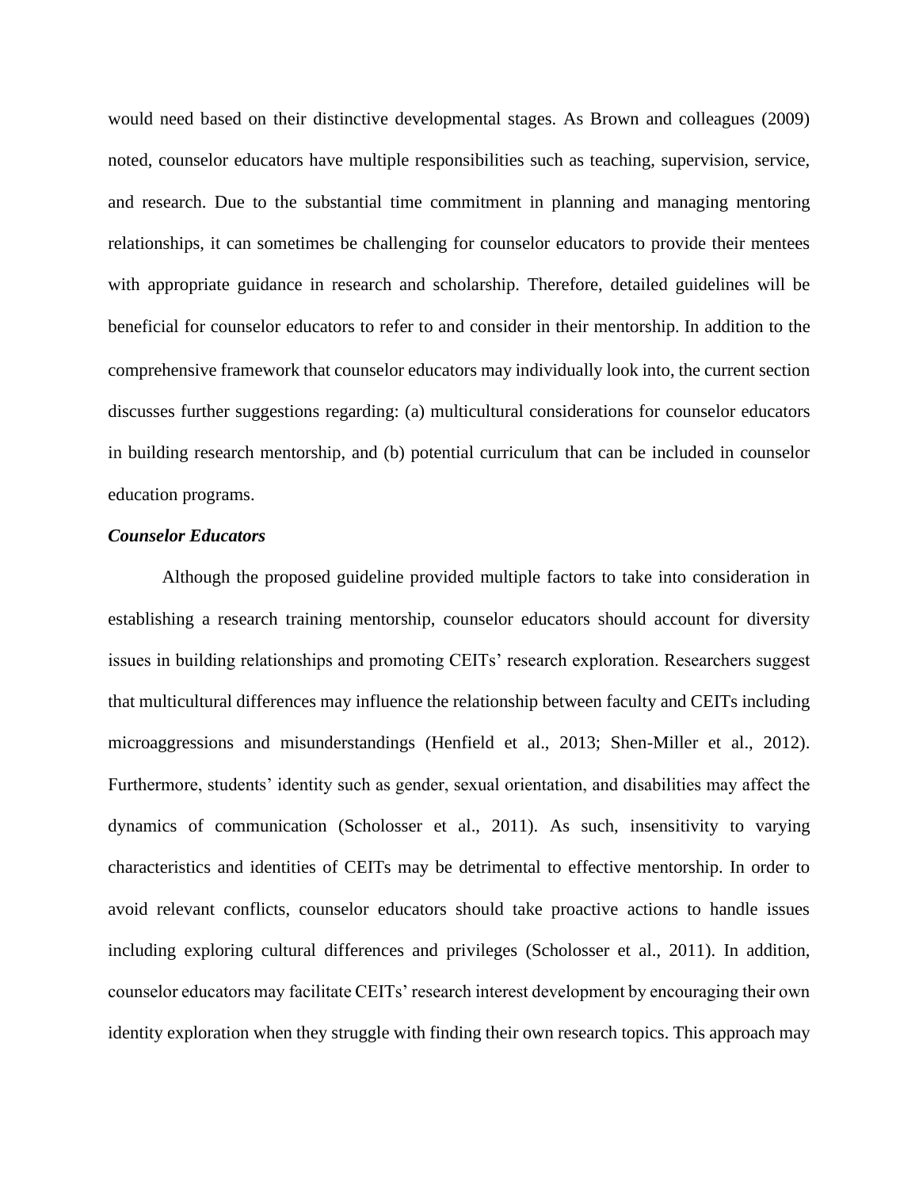would need based on their distinctive developmental stages. As Brown and colleagues (2009) noted, counselor educators have multiple responsibilities such as teaching, supervision, service, and research. Due to the substantial time commitment in planning and managing mentoring relationships, it can sometimes be challenging for counselor educators to provide their mentees with appropriate guidance in research and scholarship. Therefore, detailed guidelines will be beneficial for counselor educators to refer to and consider in their mentorship. In addition to the comprehensive framework that counselor educators may individually look into, the current section discusses further suggestions regarding: (a) multicultural considerations for counselor educators in building research mentorship, and (b) potential curriculum that can be included in counselor education programs.

***Counselor Educators***

Although the proposed guideline provided multiple factors to take into consideration in establishing a research training mentorship, counselor educators should account for diversity issues in building relationships and promoting CEITs' research exploration. Researchers suggest that multicultural differences may influence the relationship between faculty and CEITs including microaggressions and misunderstandings (Henfield et al., 2013; Shen-Miller et al., 2012). Furthermore, students' identity such as gender, sexual orientation, and disabilities may affect the dynamics of communication (Scholosser et al., 2011). As such, insensitivity to varying characteristics and identities of CEITs may be detrimental to effective mentorship. In order to avoid relevant conflicts, counselor educators should take proactive actions to handle issues including exploring cultural differences and privileges (Scholosser et al., 2011). In addition, counselor educators may facilitate CEITs' research interest development by encouraging their own identity exploration when they struggle with finding their own research topics. This approach may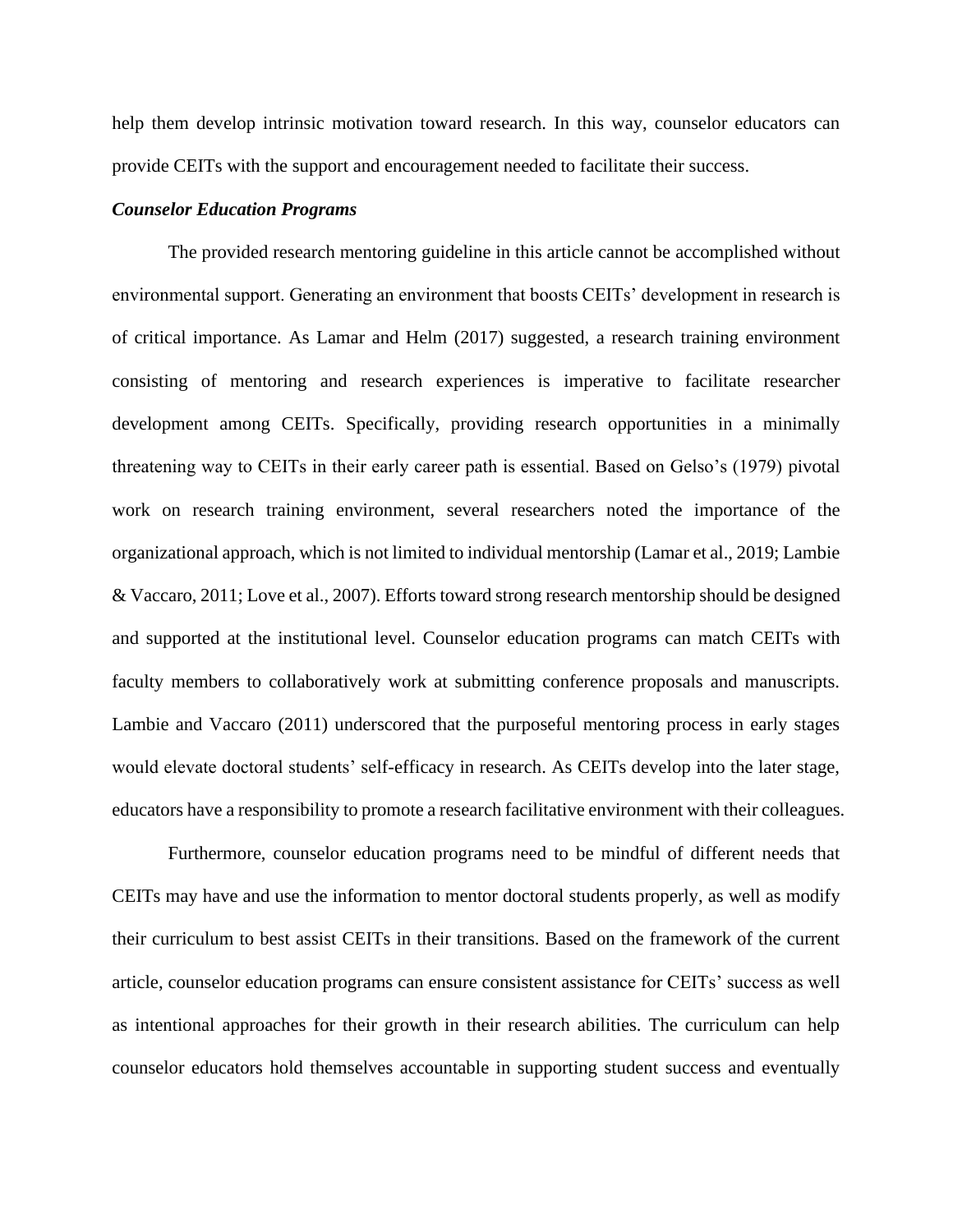help them develop intrinsic motivation toward research. In this way, counselor educators can provide CEITs with the support and encouragement needed to facilitate their success.

### *Counselor Education Programs*

The provided research mentoring guideline in this article cannot be accomplished without environmental support. Generating an environment that boosts CEITs' development in research is of critical importance. As Lamar and Helm (2017) suggested, a research training environment consisting of mentoring and research experiences is imperative to facilitate researcher development among CEITs. Specifically, providing research opportunities in a minimally threatening way to CEITs in their early career path is essential. Based on Gelso's (1979) pivotal work on research training environment, several researchers noted the importance of the organizational approach, which is not limited to individual mentorship (Lamar et al., 2019; Lambie & Vaccaro, 2011; Love et al., 2007). Efforts toward strong research mentorship should be designed and supported at the institutional level. Counselor education programs can match CEITs with faculty members to collaboratively work at submitting conference proposals and manuscripts. Lambie and Vaccaro (2011) underscored that the purposeful mentoring process in early stages would elevate doctoral students' self-efficacy in research. As CEITs develop into the later stage, educators have a responsibility to promote a research facilitative environment with their colleagues.

Furthermore, counselor education programs need to be mindful of different needs that CEITs may have and use the information to mentor doctoral students properly, as well as modify their curriculum to best assist CEITs in their transitions. Based on the framework of the current article, counselor education programs can ensure consistent assistance for CEITs' success as well as intentional approaches for their growth in their research abilities. The curriculum can help counselor educators hold themselves accountable in supporting student success and eventually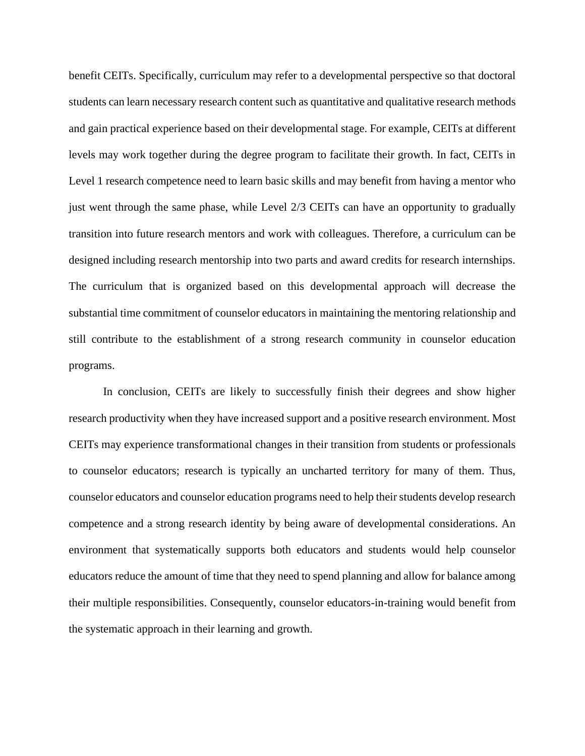benefit CEITs. Specifically, curriculum may refer to a developmental perspective so that doctoral students can learn necessary research content such as quantitative and qualitative research methods and gain practical experience based on their developmental stage. For example, CEITs at different levels may work together during the degree program to facilitate their growth. In fact, CEITs in Level 1 research competence need to learn basic skills and may benefit from having a mentor who just went through the same phase, while Level 2/3 CEITs can have an opportunity to gradually transition into future research mentors and work with colleagues. Therefore, a curriculum can be designed including research mentorship into two parts and award credits for research internships. The curriculum that is organized based on this developmental approach will decrease the substantial time commitment of counselor educators in maintaining the mentoring relationship and still contribute to the establishment of a strong research community in counselor education programs.

In conclusion, CEITs are likely to successfully finish their degrees and show higher research productivity when they have increased support and a positive research environment. Most CEITs may experience transformational changes in their transition from students or professionals to counselor educators; research is typically an uncharted territory for many of them. Thus, counselor educators and counselor education programs need to help their students develop research competence and a strong research identity by being aware of developmental considerations. An environment that systematically supports both educators and students would help counselor educators reduce the amount of time that they need to spend planning and allow for balance among their multiple responsibilities. Consequently, counselor educators-in-training would benefit from the systematic approach in their learning and growth.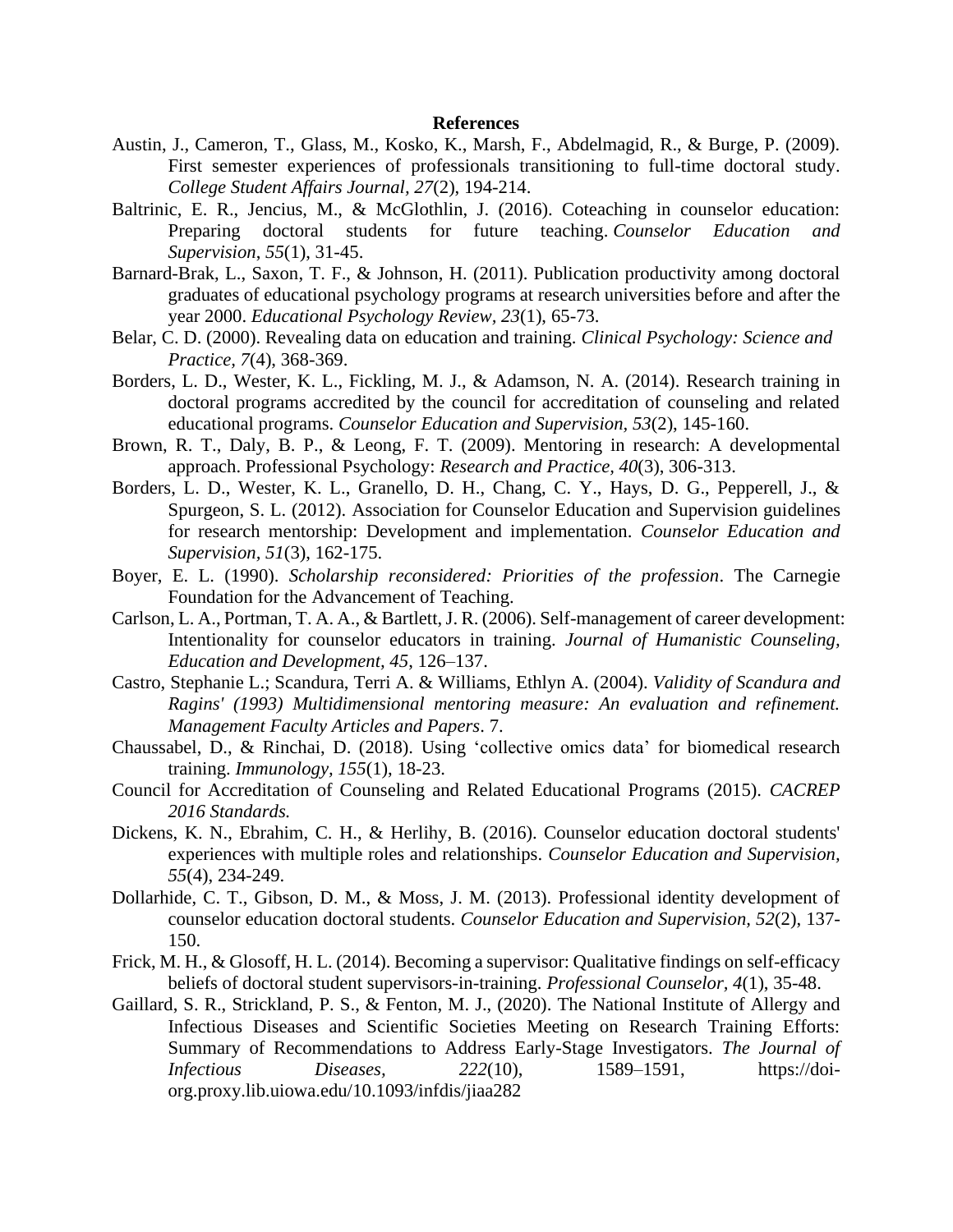# References

Austin, J., Cameron, T., Glass, M., Kosko, K., Marsh, F., Abdelmagid, R., & Burge, P. (2009). First semester experiences of professionals transitioning to full-time doctoral study. *College Student Affairs Journal, 27*(2), 194-214.

Baltrinic, E. R., Jencius, M., & McGlothlin, J. (2016). Coteaching in counselor education: Preparing doctoral students for future teaching. *Counselor Education and Supervision*, *55*(1), 31-45.

Barnard-Brak, L., Saxon, T. F., & Johnson, H. (2011). Publication productivity among doctoral graduates of educational psychology programs at research universities before and after the year 2000. *Educational Psychology Review, 23*(1), 65-73.

Belar, C. D. (2000). Revealing data on education and training. *Clinical Psychology: Science and Practice*, *7*(4), 368-369.

Borders, L. D., Wester, K. L., Fickling, M. J., & Adamson, N. A. (2014). Research training in doctoral programs accredited by the council for accreditation of counseling and related educational programs. *Counselor Education and Supervision, 53*(2), 145-160.

Brown, R. T., Daly, B. P., & Leong, F. T. (2009). Mentoring in research: A developmental approach. Professional Psychology: *Research and Practice, 40*(3), 306-313.

Borders, L. D., Wester, K. L., Granello, D. H., Chang, C. Y., Hays, D. G., Pepperell, J., & Spurgeon, S. L. (2012). Association for Counselor Education and Supervision guidelines for research mentorship: Development and implementation. *Counselor Education and Supervision*, *51*(3), 162-175.

Boyer, E. L. (1990). *Scholarship reconsidered: Priorities of the profession*. The Carnegie Foundation for the Advancement of Teaching.

Carlson, L. A., Portman, T. A. A., & Bartlett, J. R. (2006). Self-management of career development: Intentionality for counselor educators in training. *Journal of Humanistic Counseling, Education and Development*, *45*, 126–137.

Castro, Stephanie L.; Scandura, Terri A. & Williams, Ethlyn A. (2004). *Validity of Scandura and Ragins' (1993) Multidimensional mentoring measure: An evaluation and refinement. Management Faculty Articles and Papers*. 7.

Chaussabel, D., & Rinchai, D. (2018). Using 'collective omics data' for biomedical research training. *Immunology, 155*(1), 18-23.

Council for Accreditation of Counseling and Related Educational Programs (2015). *CACREP 2016 Standards.*

Dickens, K. N., Ebrahim, C. H., & Herlihy, B. (2016). Counselor education doctoral students' experiences with multiple roles and relationships. *Counselor Education and Supervision, 55*(4), 234-249.

Dollarhide, C. T., Gibson, D. M., & Moss, J. M. (2013). Professional identity development of counselor education doctoral students. *Counselor Education and Supervision, 52*(2), 137-150.

Frick, M. H., & Glosoff, H. L. (2014). Becoming a supervisor: Qualitative findings on self-efficacy beliefs of doctoral student supervisors-in-training. *Professional Counselor*, *4*(1), 35-48.

Gaillard, S. R., Strickland, P. S., & Fenton, M. J., (2020). The National Institute of Allergy and Infectious Diseases and Scientific Societies Meeting on Research Training Efforts: Summary of Recommendations to Address Early-Stage Investigators. *The Journal of Infectious Diseases*, *222*(10), 1589–1591, https://doi-org.proxy.lib.uiowa.edu/10.1093/infdis/jiaa282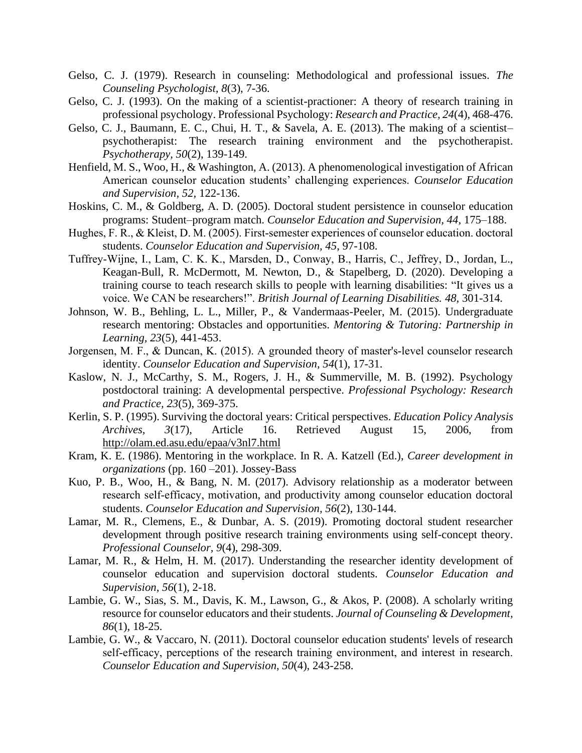Gelso, C. J. (1979). Research in counseling: Methodological and professional issues. *The Counseling Psychologist, 8*(3), 7-36.

Gelso, C. J. (1993). On the making of a scientist-practioner: A theory of research training in professional psychology. Professional Psychology: *Research and Practice, 24*(4), 468-476.

Gelso, C. J., Baumann, E. C., Chui, H. T., & Savela, A. E. (2013). The making of a scientist–psychotherapist: The research training environment and the psychotherapist. *Psychotherapy, 50*(2), 139-149.

Henfield, M. S., Woo, H., & Washington, A. (2013). A phenomenological investigation of African American counselor education students' challenging experiences. *Counselor Education and Supervision, 52,* 122-136.

Hoskins, C. M., & Goldberg, A. D. (2005). Doctoral student persistence in counselor education programs: Student–program match. *Counselor Education and Supervision, 44,* 175–188.

Hughes, F. R., & Kleist, D. M. (2005). First-semester experiences of counselor education. doctoral students. *Counselor Education and Supervision, 45*, 97-108.

Tuffrey-Wijne, I., Lam, C. K. K., Marsden, D., Conway, B., Harris, C., Jeffrey, D., Jordan, L., Keagan-Bull, R. McDermott, M. Newton, D., & Stapelberg, D. (2020). Developing a training course to teach research skills to people with learning disabilities: "It gives us a voice. We CAN be researchers!". *British Journal of Learning Disabilities. 48,* 301-314.

Johnson, W. B., Behling, L. L., Miller, P., & Vandermaas-Peeler, M. (2015). Undergraduate research mentoring: Obstacles and opportunities. *Mentoring & Tutoring: Partnership in Learning, 23*(5), 441-453.

Jorgensen, M. F., & Duncan, K. (2015). A grounded theory of master's-level counselor research identity. *Counselor Education and Supervision, 54*(1), 17-31.

Kaslow, N. J., McCarthy, S. M., Rogers, J. H., & Summerville, M. B. (1992). Psychology postdoctoral training: A developmental perspective. *Professional Psychology: Research and Practice, 23*(5), 369-375.

Kerlin, S. P. (1995). Surviving the doctoral years: Critical perspectives. *Education Policy Analysis Archives, 3*(17), Article 16. Retrieved August 15, 2006, from http://olam.ed.asu.edu/epaa/v3nl7.html

Kram, K. E. (1986). Mentoring in the workplace. In R. A. Katzell (Ed.), *Career development in organizations* (pp. 160 –201). Jossey-Bass

Kuo, P. B., Woo, H., & Bang, N. M. (2017). Advisory relationship as a moderator between research self-efficacy, motivation, and productivity among counselor education doctoral students. *Counselor Education and Supervision, 56*(2), 130-144.

Lamar, M. R., Clemens, E., & Dunbar, A. S. (2019). Promoting doctoral student researcher development through positive research training environments using self-concept theory. *Professional Counselor, 9*(4), 298-309.

Lamar, M. R., & Helm, H. M. (2017). Understanding the researcher identity development of counselor education and supervision doctoral students. *Counselor Education and Supervision, 56*(1), 2-18.

Lambie, G. W., Sias, S. M., Davis, K. M., Lawson, G., & Akos, P. (2008). A scholarly writing resource for counselor educators and their students. *Journal of Counseling & Development, 86*(1), 18-25.

Lambie, G. W., & Vaccaro, N. (2011). Doctoral counselor education students' levels of research self-efficacy, perceptions of the research training environment, and interest in research. *Counselor Education and Supervision, 50*(4), 243-258.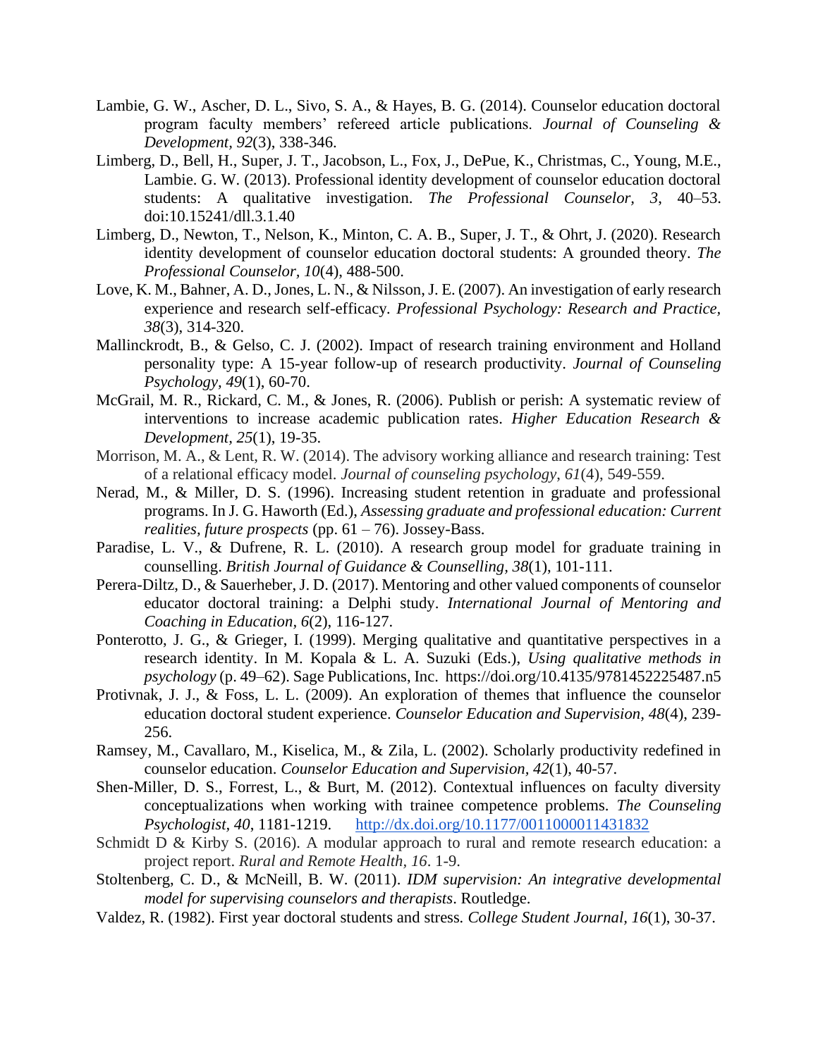Lambie, G. W., Ascher, D. L., Sivo, S. A., & Hayes, B. G. (2014). Counselor education doctoral program faculty members' refereed article publications. *Journal of Counseling & Development, 92*(3), 338-346.

Limberg, D., Bell, H., Super, J. T., Jacobson, L., Fox, J., DePue, K., Christmas, C., Young, M.E., Lambie. G. W. (2013). Professional identity development of counselor education doctoral students: A qualitative investigation. *The Professional Counselor, 3*, 40–53. doi:10.15241/dll.3.1.40

Limberg, D., Newton, T., Nelson, K., Minton, C. A. B., Super, J. T., & Ohrt, J. (2020). Research identity development of counselor education doctoral students: A grounded theory. *The Professional Counselor, 10*(4), 488-500.

Love, K. M., Bahner, A. D., Jones, L. N., & Nilsson, J. E. (2007). An investigation of early research experience and research self-efficacy. *Professional Psychology: Research and Practice, 38*(3), 314-320.

Mallinckrodt, B., & Gelso, C. J. (2002). Impact of research training environment and Holland personality type: A 15-year follow-up of research productivity. *Journal of Counseling Psychology, 49*(1), 60-70.

McGrail, M. R., Rickard, C. M., & Jones, R. (2006). Publish or perish: A systematic review of interventions to increase academic publication rates. *Higher Education Research & Development, 25*(1), 19-35.

Morrison, M. A., & Lent, R. W. (2014). The advisory working alliance and research training: Test of a relational efficacy model. *Journal of counseling psychology*, *61*(4), 549-559.

Nerad, M., & Miller, D. S. (1996). Increasing student retention in graduate and professional programs. In J. G. Haworth (Ed.), *Assessing graduate and professional education: Current realities, future prospects* (pp. 61 – 76). Jossey-Bass.

Paradise, L. V., & Dufrene, R. L. (2010). A research group model for graduate training in counselling. *British Journal of Guidance & Counselling, 38*(1), 101-111.

Perera-Diltz, D., & Sauerheber, J. D. (2017). Mentoring and other valued components of counselor educator doctoral training: a Delphi study. *International Journal of Mentoring and Coaching in Education, 6*(2), 116-127.

Ponterotto, J. G., & Grieger, I. (1999). Merging qualitative and quantitative perspectives in a research identity. In M. Kopala & L. A. Suzuki (Eds.), *Using qualitative methods in psychology* (p. 49–62). Sage Publications, Inc. https://doi.org/10.4135/9781452225487.n5

Protivnak, J. J., & Foss, L. L. (2009). An exploration of themes that influence the counselor education doctoral student experience. *Counselor Education and Supervision, 48*(4), 239-256.

Ramsey, M., Cavallaro, M., Kiselica, M., & Zila, L. (2002). Scholarly productivity redefined in counselor education. *Counselor Education and Supervision, 42*(1), 40-57.

Shen-Miller, D. S., Forrest, L., & Burt, M. (2012). Contextual influences on faculty diversity conceptualizations when working with trainee competence problems. *The Counseling Psychologist, 40*, 1181-1219. http://dx.doi.org/10.1177/0011000011431832

Schmidt D & Kirby S. (2016). A modular approach to rural and remote research education: a project report. *Rural and Remote Health, 16*. 1-9.

Stoltenberg, C. D., & McNeill, B. W. (2011). *IDM supervision: An integrative developmental model for supervising counselors and therapists*. Routledge.

Valdez, R. (1982). First year doctoral students and stress. *College Student Journal, 16*(1), 30-37.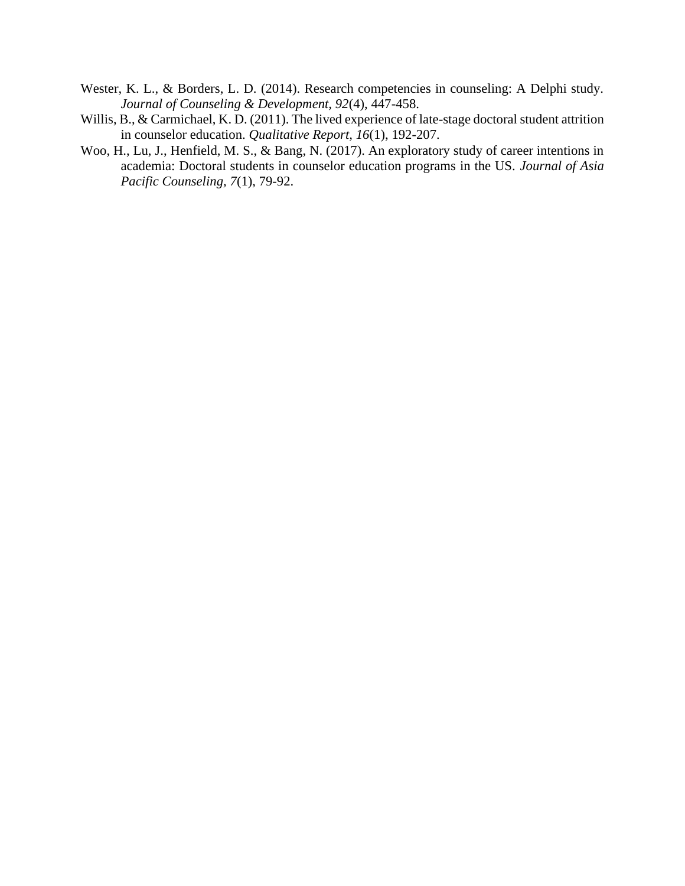Wester, K. L., & Borders, L. D. (2014). Research competencies in counseling: A Delphi study. *Journal of Counseling & Development, 92*(4), 447-458.

Willis, B., & Carmichael, K. D. (2011). The lived experience of late-stage doctoral student attrition in counselor education. *Qualitative Report, 16*(1), 192-207.

Woo, H., Lu, J., Henfield, M. S., & Bang, N. (2017). An exploratory study of career intentions in academia: Doctoral students in counselor education programs in the US. *Journal of Asia Pacific Counseling, 7*(1), 79-92.